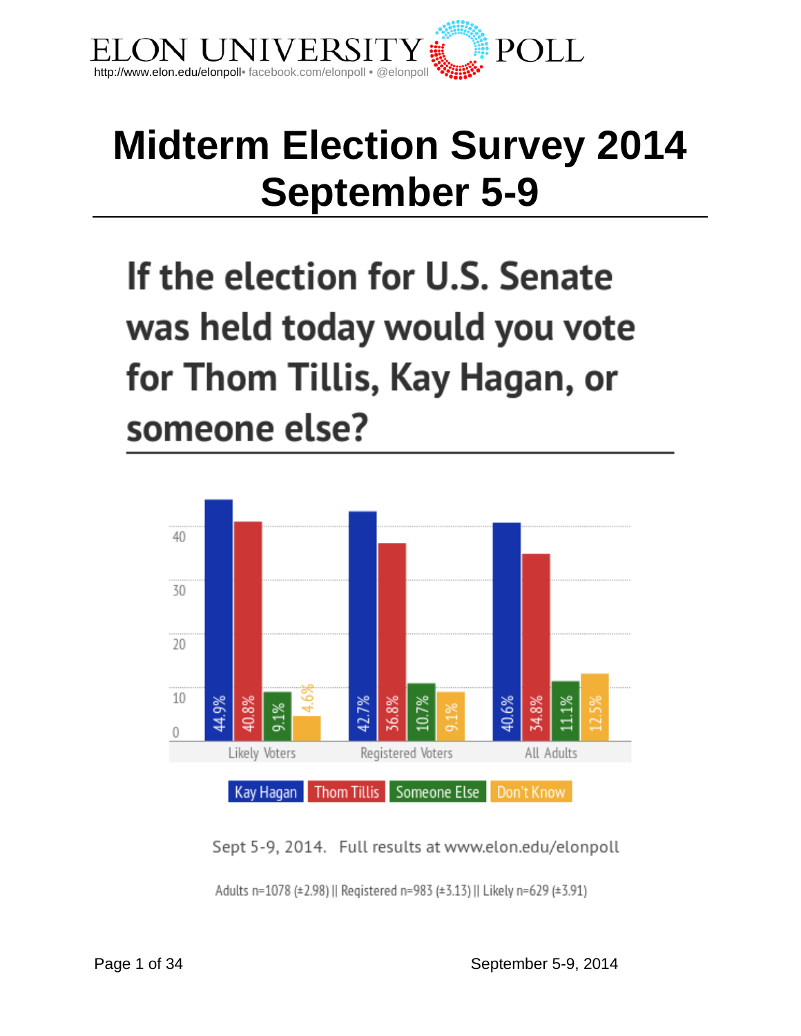ELON UNIVERSITY POLL

http://www.elon.edu/elonpoll• facebook.com/elonpoll • @elonpoll

# Midterm Election Survey 2014
# September 5-9

## If the election for U.S. Senate was held today would you vote for Thom Tillis, Kay Hagan, or someone else?

| | Kay Hagan | Thom Tillis | Someone Else | Don't Know |
|---|---|---|---|---|
| Likely Voters | 44.9% | 40.8% | 9.1% | 4.6% |
| Registered Voters | 42.7% | 36.8% | 10.7% | 9.1% |
| All Adults | 40.6% | 34.8% | 11.1% | 12.5% |

Sept 5-9, 2014. Full results at www.elon.edu/elonpoll

Adults n=1078 (±2.98) || Registered n=983 (±3.13) || Likely n=629 (±3.91)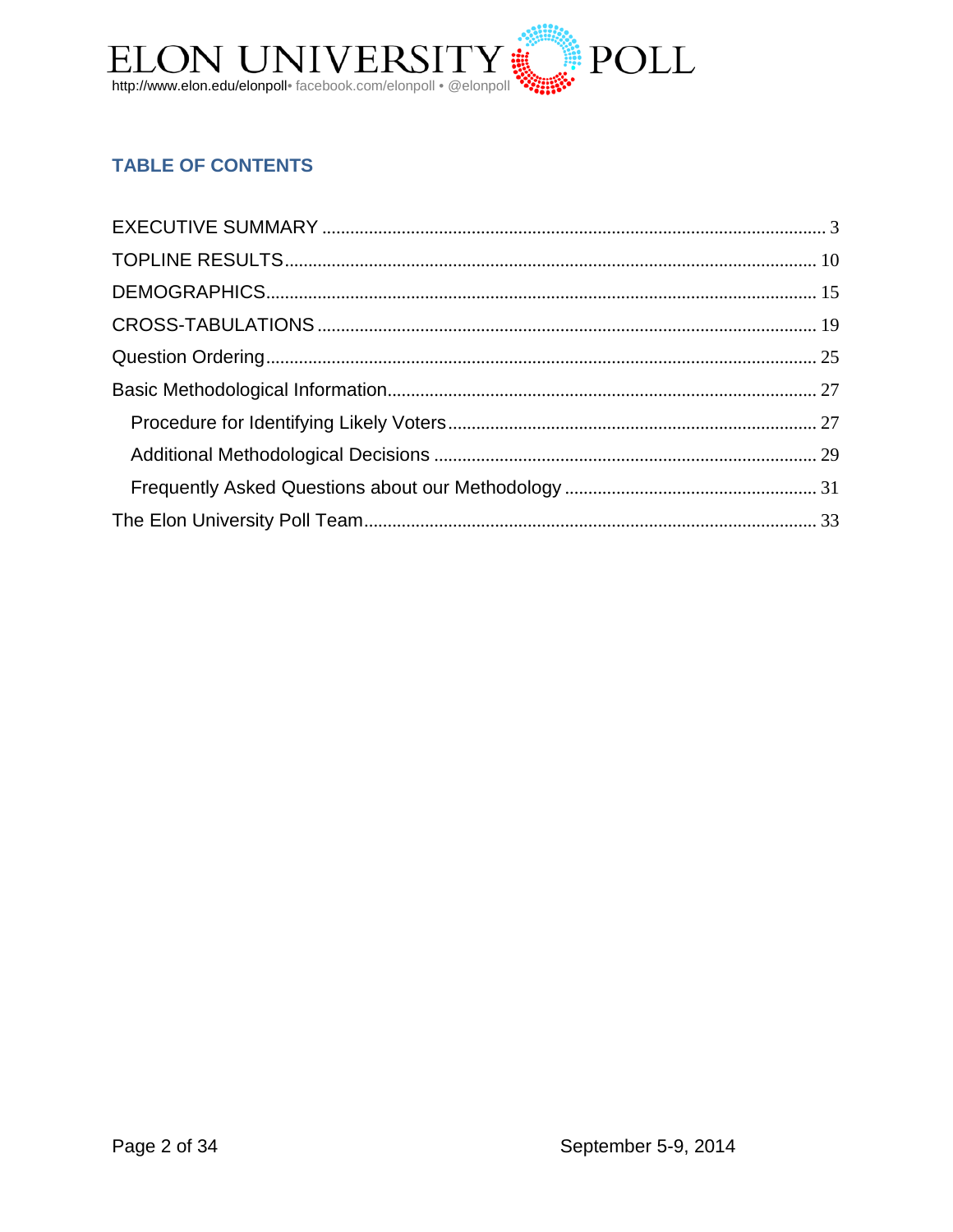## TABLE OF CONTENTS

- EXECUTIVE SUMMARY ........ 3
- TOPLINE RESULTS ........ 10
- DEMOGRAPHICS ........ 15
- CROSS-TABULATIONS ........ 19
- Question Ordering ........ 25
- Basic Methodological Information ........ 27
  - Procedure for Identifying Likely Voters ........ 27
  - Additional Methodological Decisions ........ 29
  - Frequently Asked Questions about our Methodology ........ 31
- The Elon University Poll Team ........ 33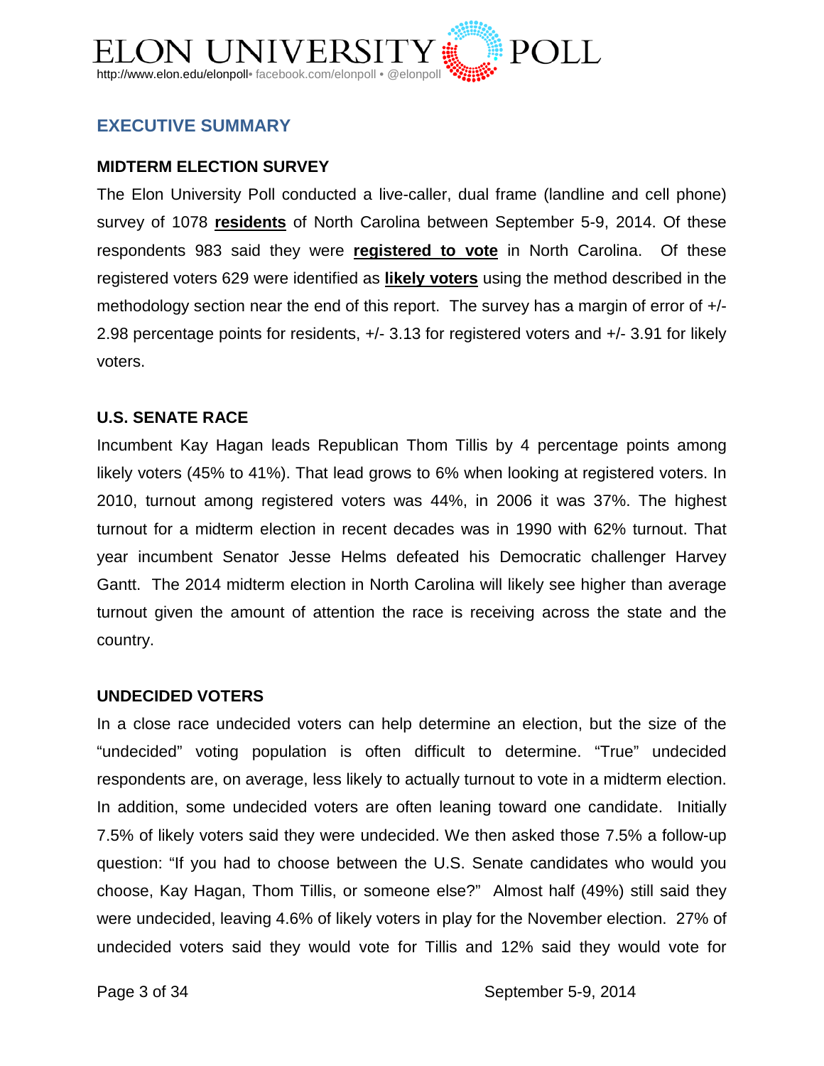## EXECUTIVE SUMMARY

### MIDTERM ELECTION SURVEY

The Elon University Poll conducted a live-caller, dual frame (landline and cell phone) survey of 1078 **residents** of North Carolina between September 5-9, 2014. Of these respondents 983 said they were **registered to vote** in North Carolina. Of these registered voters 629 were identified as **likely voters** using the method described in the methodology section near the end of this report. The survey has a margin of error of +/- 2.98 percentage points for residents, +/- 3.13 for registered voters and +/- 3.91 for likely voters.

### U.S. SENATE RACE

Incumbent Kay Hagan leads Republican Thom Tillis by 4 percentage points among likely voters (45% to 41%). That lead grows to 6% when looking at registered voters. In 2010, turnout among registered voters was 44%, in 2006 it was 37%. The highest turnout for a midterm election in recent decades was in 1990 with 62% turnout. That year incumbent Senator Jesse Helms defeated his Democratic challenger Harvey Gantt. The 2014 midterm election in North Carolina will likely see higher than average turnout given the amount of attention the race is receiving across the state and the country.

### UNDECIDED VOTERS

In a close race undecided voters can help determine an election, but the size of the "undecided" voting population is often difficult to determine. "True" undecided respondents are, on average, less likely to actually turnout to vote in a midterm election. In addition, some undecided voters are often leaning toward one candidate. Initially 7.5% of likely voters said they were undecided. We then asked those 7.5% a follow-up question: "If you had to choose between the U.S. Senate candidates who would you choose, Kay Hagan, Thom Tillis, or someone else?" Almost half (49%) still said they were undecided, leaving 4.6% of likely voters in play for the November election. 27% of undecided voters said they would vote for Tillis and 12% said they would vote for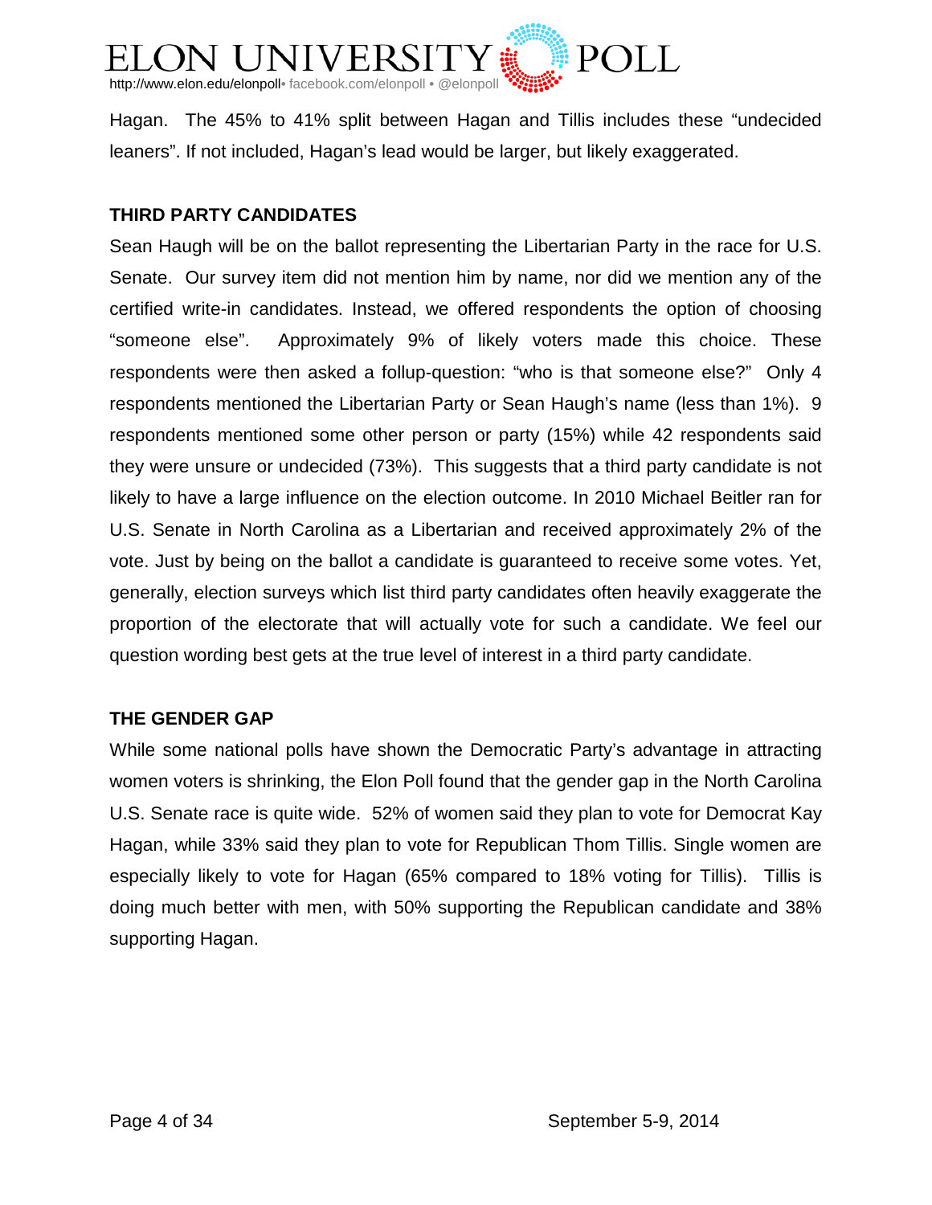Hagan. The 45% to 41% split between Hagan and Tillis includes these "undecided leaners". If not included, Hagan's lead would be larger, but likely exaggerated.

## THIRD PARTY CANDIDATES

Sean Haugh will be on the ballot representing the Libertarian Party in the race for U.S. Senate. Our survey item did not mention him by name, nor did we mention any of the certified write-in candidates. Instead, we offered respondents the option of choosing "someone else". Approximately 9% of likely voters made this choice. These respondents were then asked a follup-question: "who is that someone else?" Only 4 respondents mentioned the Libertarian Party or Sean Haugh's name (less than 1%). 9 respondents mentioned some other person or party (15%) while 42 respondents said they were unsure or undecided (73%). This suggests that a third party candidate is not likely to have a large influence on the election outcome. In 2010 Michael Beitler ran for U.S. Senate in North Carolina as a Libertarian and received approximately 2% of the vote. Just by being on the ballot a candidate is guaranteed to receive some votes. Yet, generally, election surveys which list third party candidates often heavily exaggerate the proportion of the electorate that will actually vote for such a candidate. We feel our question wording best gets at the true level of interest in a third party candidate.

## THE GENDER GAP

While some national polls have shown the Democratic Party's advantage in attracting women voters is shrinking, the Elon Poll found that the gender gap in the North Carolina U.S. Senate race is quite wide. 52% of women said they plan to vote for Democrat Kay Hagan, while 33% said they plan to vote for Republican Thom Tillis. Single women are especially likely to vote for Hagan (65% compared to 18% voting for Tillis). Tillis is doing much better with men, with 50% supporting the Republican candidate and 38% supporting Hagan.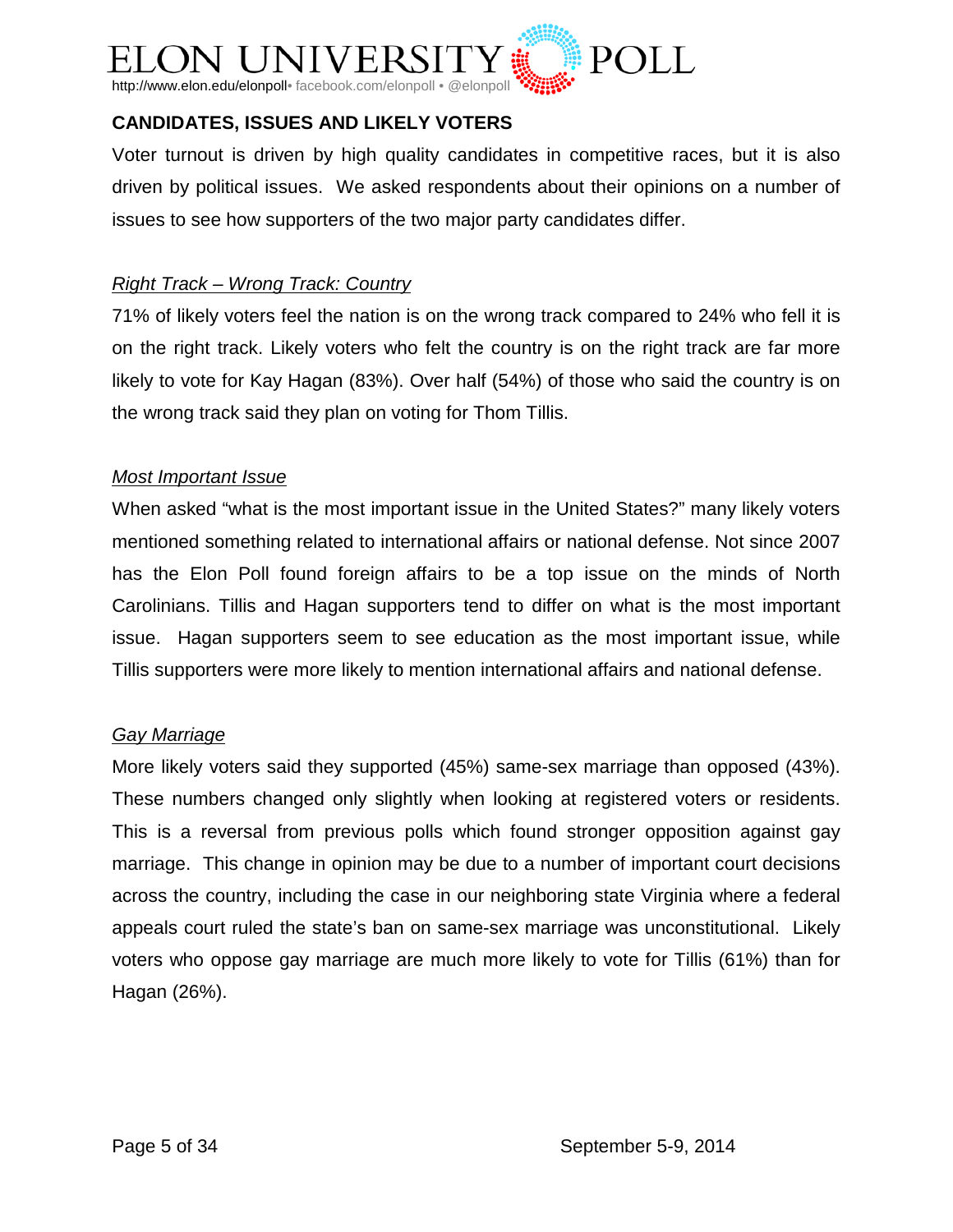## CANDIDATES, ISSUES AND LIKELY VOTERS

Voter turnout is driven by high quality candidates in competitive races, but it is also driven by political issues. We asked respondents about their opinions on a number of issues to see how supporters of the two major party candidates differ.

*Right Track – Wrong Track: Country*

71% of likely voters feel the nation is on the wrong track compared to 24% who fell it is on the right track. Likely voters who felt the country is on the right track are far more likely to vote for Kay Hagan (83%). Over half (54%) of those who said the country is on the wrong track said they plan on voting for Thom Tillis.

*Most Important Issue*

When asked "what is the most important issue in the United States?" many likely voters mentioned something related to international affairs or national defense. Not since 2007 has the Elon Poll found foreign affairs to be a top issue on the minds of North Carolinians. Tillis and Hagan supporters tend to differ on what is the most important issue. Hagan supporters seem to see education as the most important issue, while Tillis supporters were more likely to mention international affairs and national defense.

*Gay Marriage*

More likely voters said they supported (45%) same-sex marriage than opposed (43%). These numbers changed only slightly when looking at registered voters or residents. This is a reversal from previous polls which found stronger opposition against gay marriage. This change in opinion may be due to a number of important court decisions across the country, including the case in our neighboring state Virginia where a federal appeals court ruled the state's ban on same-sex marriage was unconstitutional. Likely voters who oppose gay marriage are much more likely to vote for Tillis (61%) than for Hagan (26%).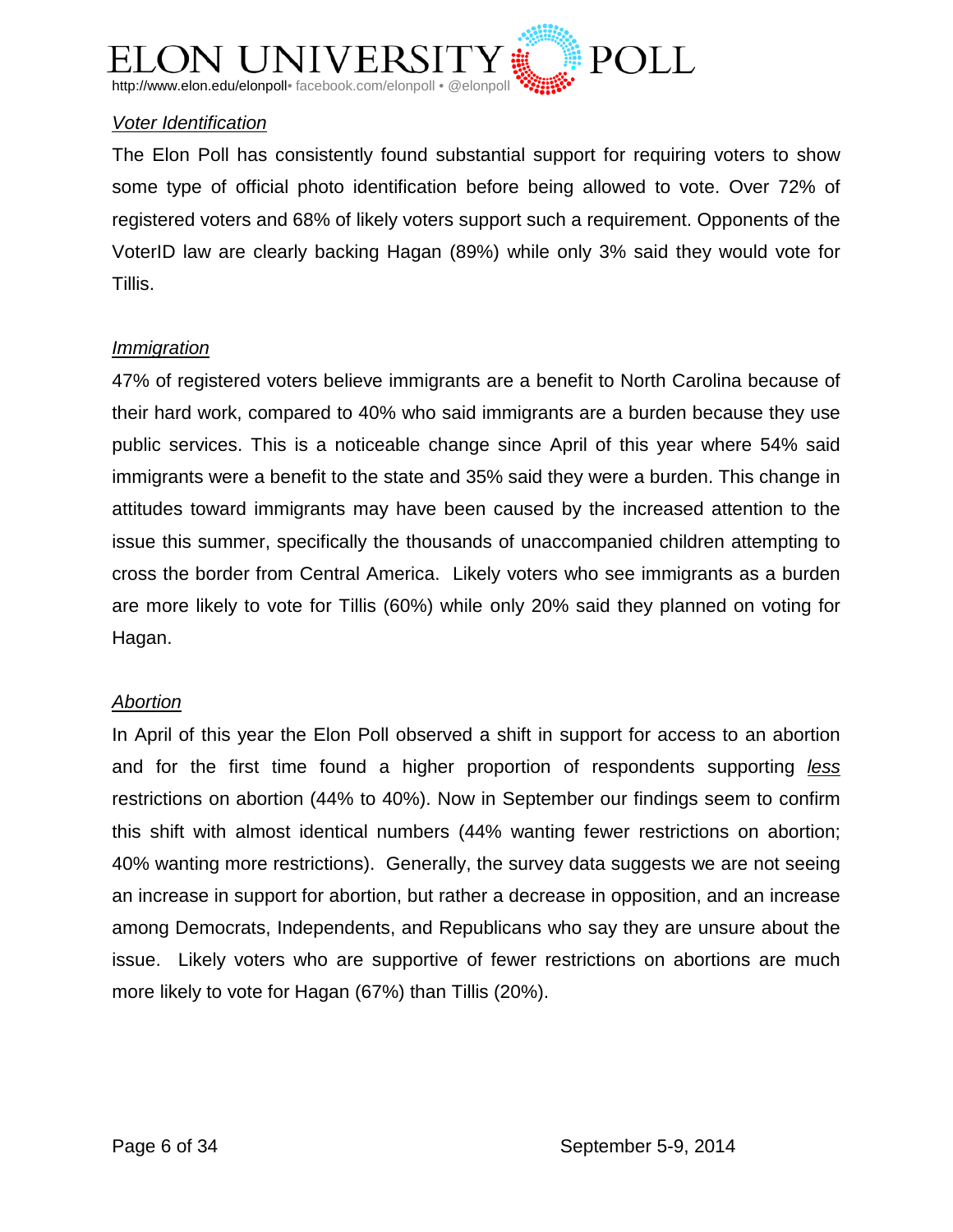*Voter Identification*

The Elon Poll has consistently found substantial support for requiring voters to show some type of official photo identification before being allowed to vote. Over 72% of registered voters and 68% of likely voters support such a requirement. Opponents of the VoterID law are clearly backing Hagan (89%) while only 3% said they would vote for Tillis.

*Immigration*

47% of registered voters believe immigrants are a benefit to North Carolina because of their hard work, compared to 40% who said immigrants are a burden because they use public services. This is a noticeable change since April of this year where 54% said immigrants were a benefit to the state and 35% said they were a burden. This change in attitudes toward immigrants may have been caused by the increased attention to the issue this summer, specifically the thousands of unaccompanied children attempting to cross the border from Central America. Likely voters who see immigrants as a burden are more likely to vote for Tillis (60%) while only 20% said they planned on voting for Hagan.

*Abortion*

In April of this year the Elon Poll observed a shift in support for access to an abortion and for the first time found a higher proportion of respondents supporting *less* restrictions on abortion (44% to 40%). Now in September our findings seem to confirm this shift with almost identical numbers (44% wanting fewer restrictions on abortion; 40% wanting more restrictions). Generally, the survey data suggests we are not seeing an increase in support for abortion, but rather a decrease in opposition, and an increase among Democrats, Independents, and Republicans who say they are unsure about the issue. Likely voters who are supportive of fewer restrictions on abortions are much more likely to vote for Hagan (67%) than Tillis (20%).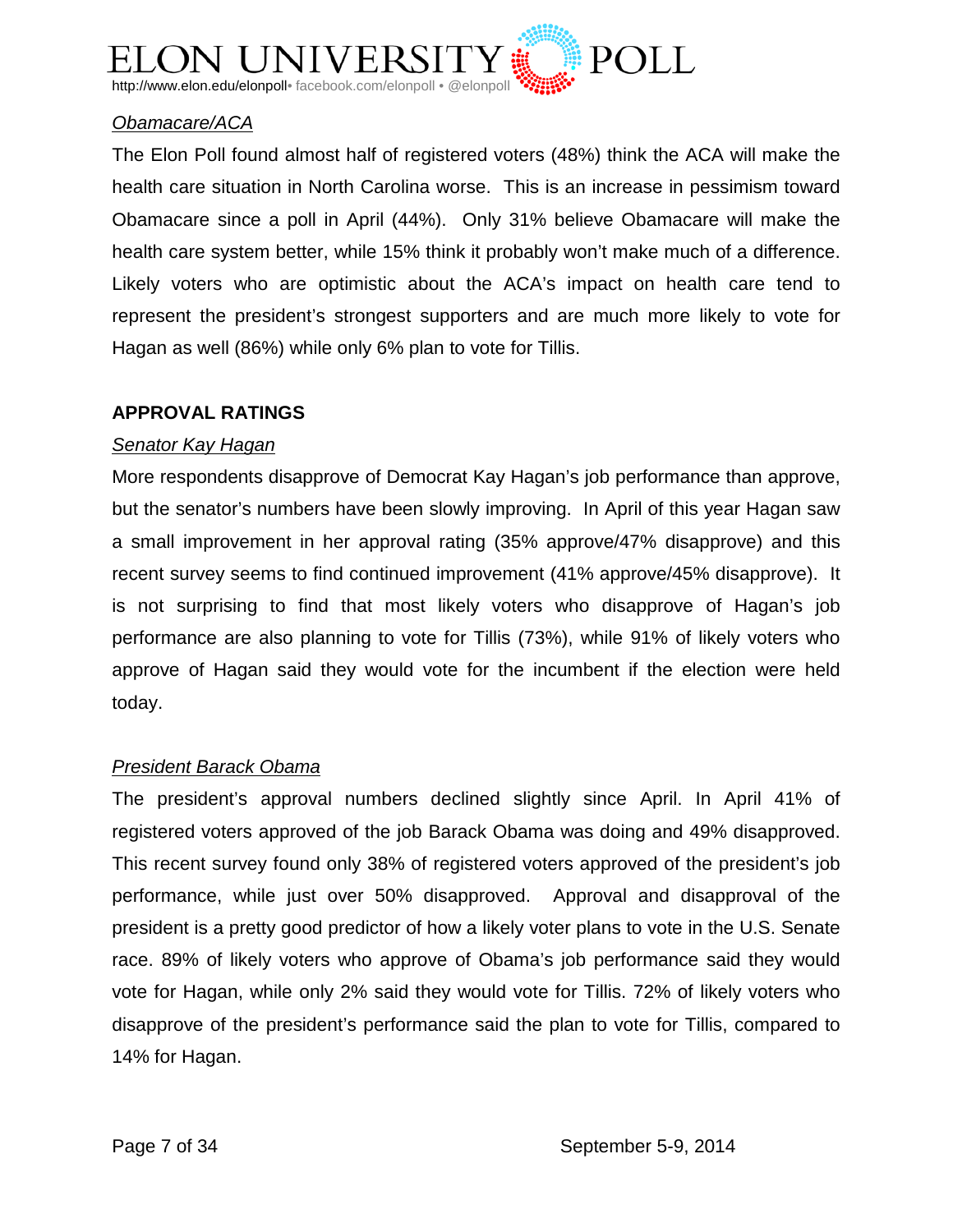*Obamacare/ACA*

The Elon Poll found almost half of registered voters (48%) think the ACA will make the health care situation in North Carolina worse. This is an increase in pessimism toward Obamacare since a poll in April (44%). Only 31% believe Obamacare will make the health care system better, while 15% think it probably won't make much of a difference. Likely voters who are optimistic about the ACA's impact on health care tend to represent the president's strongest supporters and are much more likely to vote for Hagan as well (86%) while only 6% plan to vote for Tillis.

## APPROVAL RATINGS

*Senator Kay Hagan*

More respondents disapprove of Democrat Kay Hagan's job performance than approve, but the senator's numbers have been slowly improving. In April of this year Hagan saw a small improvement in her approval rating (35% approve/47% disapprove) and this recent survey seems to find continued improvement (41% approve/45% disapprove). It is not surprising to find that most likely voters who disapprove of Hagan's job performance are also planning to vote for Tillis (73%), while 91% of likely voters who approve of Hagan said they would vote for the incumbent if the election were held today.

*President Barack Obama*

The president's approval numbers declined slightly since April. In April 41% of registered voters approved of the job Barack Obama was doing and 49% disapproved. This recent survey found only 38% of registered voters approved of the president's job performance, while just over 50% disapproved. Approval and disapproval of the president is a pretty good predictor of how a likely voter plans to vote in the U.S. Senate race. 89% of likely voters who approve of Obama's job performance said they would vote for Hagan, while only 2% said they would vote for Tillis. 72% of likely voters who disapprove of the president's performance said the plan to vote for Tillis, compared to 14% for Hagan.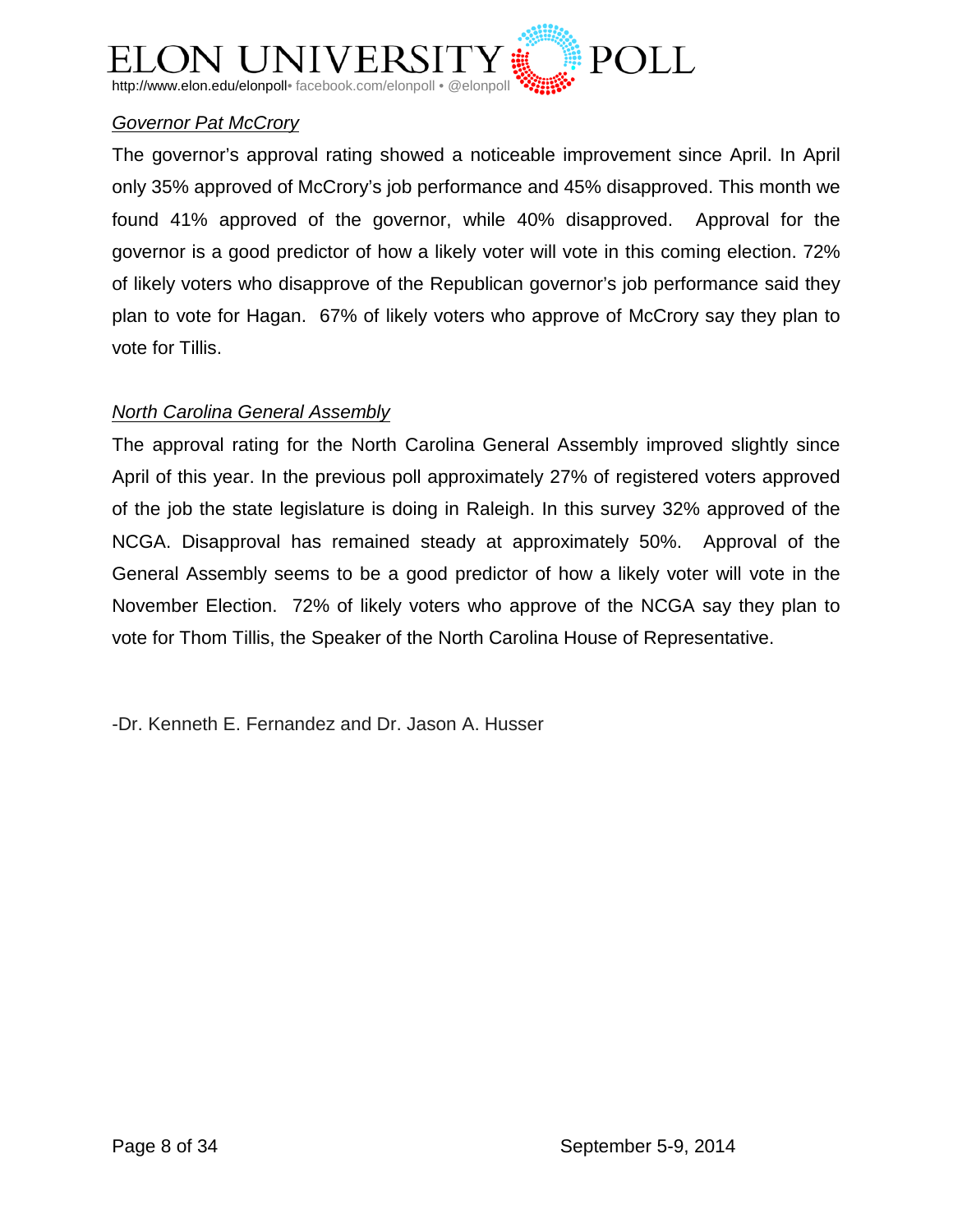*Governor Pat McCrory*

The governor's approval rating showed a noticeable improvement since April. In April only 35% approved of McCrory's job performance and 45% disapproved. This month we found 41% approved of the governor, while 40% disapproved. Approval for the governor is a good predictor of how a likely voter will vote in this coming election. 72% of likely voters who disapprove of the Republican governor's job performance said they plan to vote for Hagan. 67% of likely voters who approve of McCrory say they plan to vote for Tillis.

*North Carolina General Assembly*

The approval rating for the North Carolina General Assembly improved slightly since April of this year. In the previous poll approximately 27% of registered voters approved of the job the state legislature is doing in Raleigh. In this survey 32% approved of the NCGA. Disapproval has remained steady at approximately 50%. Approval of the General Assembly seems to be a good predictor of how a likely voter will vote in the November Election. 72% of likely voters who approve of the NCGA say they plan to vote for Thom Tillis, the Speaker of the North Carolina House of Representative.

-Dr. Kenneth E. Fernandez and Dr. Jason A. Husser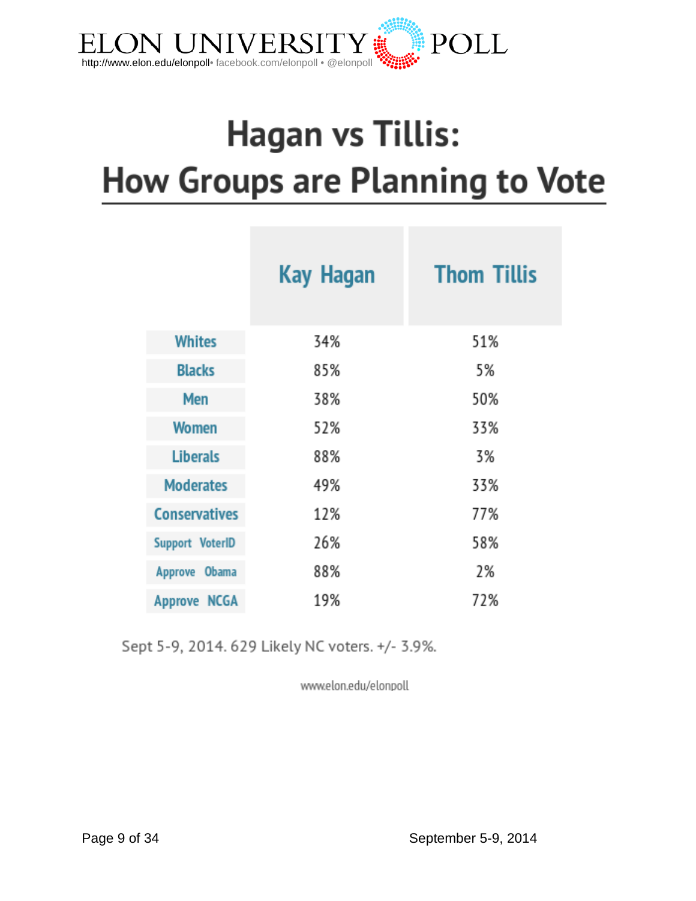# Hagan vs Tillis:
## How Groups are Planning to Vote

| | Kay Hagan | Thom Tillis |
|---|---|---|
| Whites | 34% | 51% |
| Blacks | 85% | 5% |
| Men | 38% | 50% |
| Women | 52% | 33% |
| Liberals | 88% | 3% |
| Moderates | 49% | 33% |
| Conservatives | 12% | 77% |
| Support VoterID | 26% | 58% |
| Approve Obama | 88% | 2% |
| Approve NCGA | 19% | 72% |

Sept 5-9, 2014. 629 Likely NC voters. +/- 3.9%.

www.elon.edu/elonpoll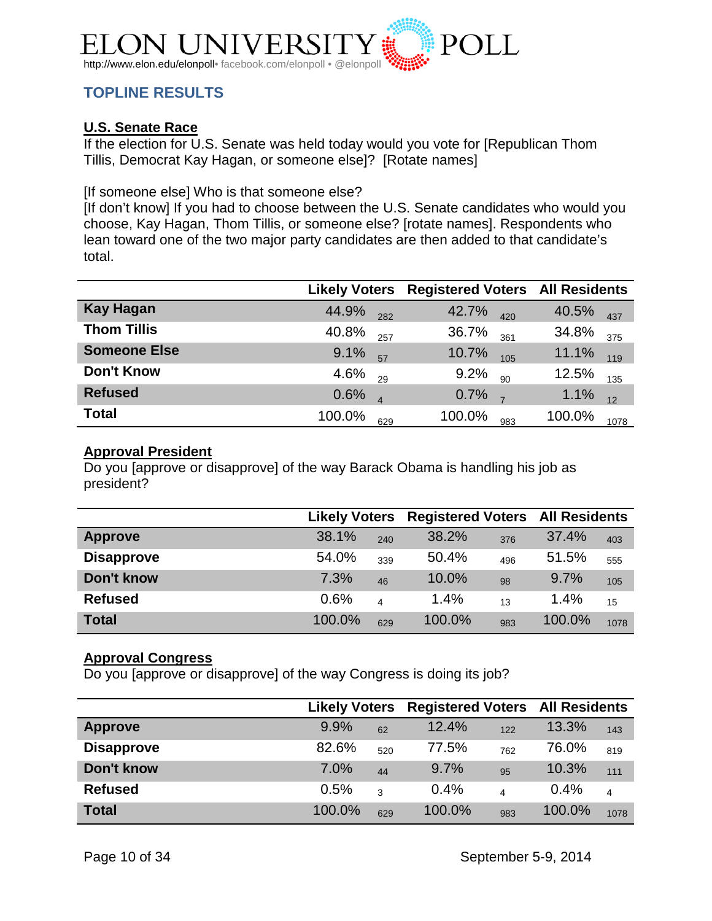# ELON UNIVERSITY POLL

http://www.elon.edu/elonpoll• facebook.com/elonpoll • @elonpoll

## TOPLINE RESULTS

### U.S. Senate Race

If the election for U.S. Senate was held today would you vote for [Republican Thom Tillis, Democrat Kay Hagan, or someone else]? [Rotate names]

[If someone else] Who is that someone else?
[If don't know] If you had to choose between the U.S. Senate candidates who would you choose, Kay Hagan, Thom Tillis, or someone else? [rotate names]. Respondents who lean toward one of the two major party candidates are then added to that candidate's total.

| | Likely Voters | | Registered Voters | | All Residents | |
|---|---|---|---|---|---|---|
| **Kay Hagan** | 44.9% | 282 | 42.7% | 420 | 40.5% | 437 |
| **Thom Tillis** | 40.8% | 257 | 36.7% | 361 | 34.8% | 375 |
| **Someone Else** | 9.1% | 57 | 10.7% | 105 | 11.1% | 119 |
| **Don't Know** | 4.6% | 29 | 9.2% | 90 | 12.5% | 135 |
| **Refused** | 0.6% | 4 | 0.7% | 7 | 1.1% | 12 |
| **Total** | 100.0% | 629 | 100.0% | 983 | 100.0% | 1078 |

### Approval President

Do you [approve or disapprove] of the way Barack Obama is handling his job as president?

| | Likely Voters | | Registered Voters | | All Residents | |
|---|---|---|---|---|---|---|
| **Approve** | 38.1% | 240 | 38.2% | 376 | 37.4% | 403 |
| **Disapprove** | 54.0% | 339 | 50.4% | 496 | 51.5% | 555 |
| **Don't know** | 7.3% | 46 | 10.0% | 98 | 9.7% | 105 |
| **Refused** | 0.6% | 4 | 1.4% | 13 | 1.4% | 15 |
| **Total** | 100.0% | 629 | 100.0% | 983 | 100.0% | 1078 |

### Approval Congress

Do you [approve or disapprove] of the way Congress is doing its job?

| | Likely Voters | | Registered Voters | | All Residents | |
|---|---|---|---|---|---|---|
| **Approve** | 9.9% | 62 | 12.4% | 122 | 13.3% | 143 |
| **Disapprove** | 82.6% | 520 | 77.5% | 762 | 76.0% | 819 |
| **Don't know** | 7.0% | 44 | 9.7% | 95 | 10.3% | 111 |
| **Refused** | 0.5% | 3 | 0.4% | 4 | 0.4% | 4 |
| **Total** | 100.0% | 629 | 100.0% | 983 | 100.0% | 1078 |

September 5-9, 2014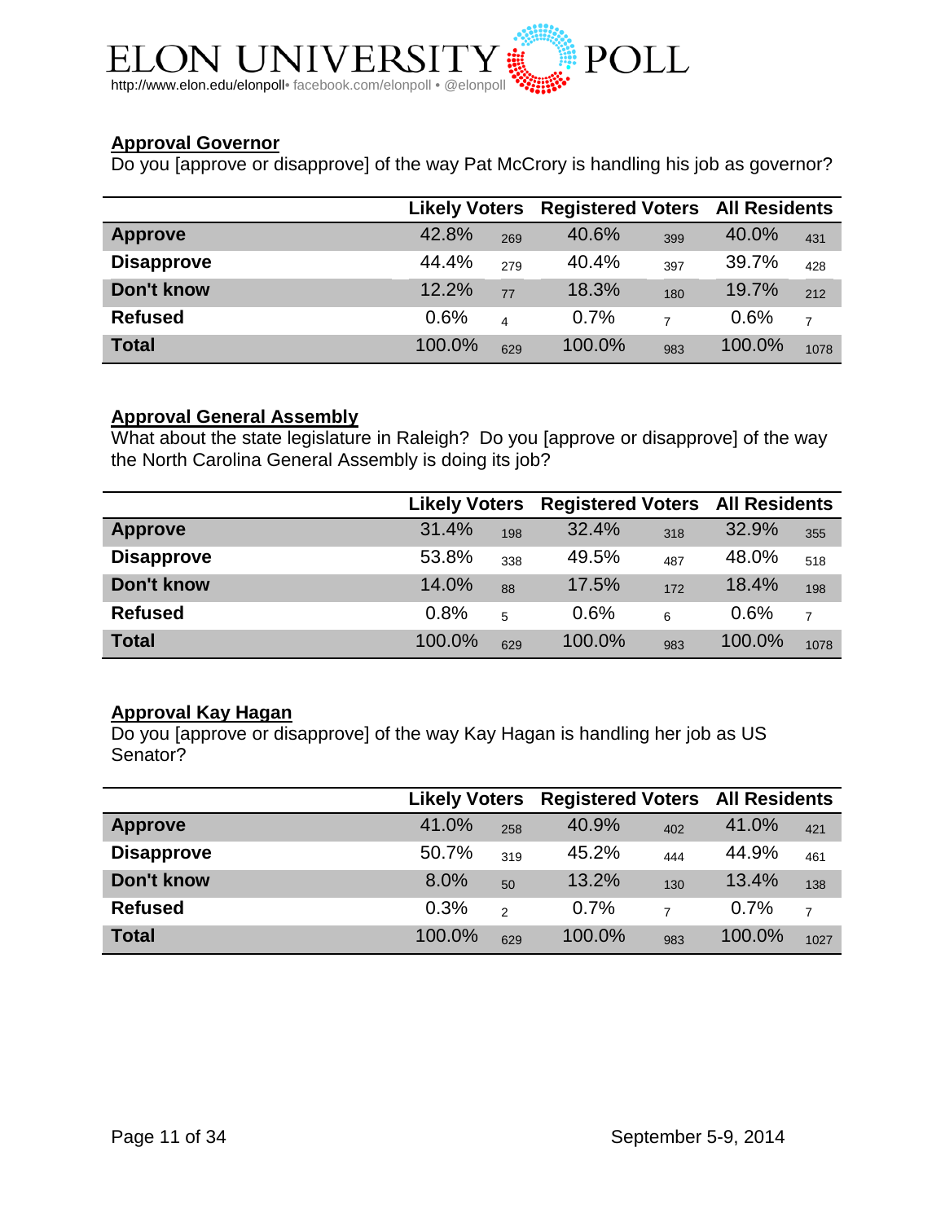## Approval Governor

Do you [approve or disapprove] of the way Pat McCrory is handling his job as governor?

| | Likely Voters | | Registered Voters | | All Residents | |
|---|---|---|---|---|---|---|
| **Approve** | 42.8% | 269 | 40.6% | 399 | 40.0% | 431 |
| **Disapprove** | 44.4% | 279 | 40.4% | 397 | 39.7% | 428 |
| **Don't know** | 12.2% | 77 | 18.3% | 180 | 19.7% | 212 |
| **Refused** | 0.6% | 4 | 0.7% | 7 | 0.6% | 7 |
| **Total** | 100.0% | 629 | 100.0% | 983 | 100.0% | 1078 |

## Approval General Assembly

What about the state legislature in Raleigh? Do you [approve or disapprove] of the way the North Carolina General Assembly is doing its job?

| | Likely Voters | | Registered Voters | | All Residents | |
|---|---|---|---|---|---|---|
| **Approve** | 31.4% | 198 | 32.4% | 318 | 32.9% | 355 |
| **Disapprove** | 53.8% | 338 | 49.5% | 487 | 48.0% | 518 |
| **Don't know** | 14.0% | 88 | 17.5% | 172 | 18.4% | 198 |
| **Refused** | 0.8% | 5 | 0.6% | 6 | 0.6% | 7 |
| **Total** | 100.0% | 629 | 100.0% | 983 | 100.0% | 1078 |

## Approval Kay Hagan

Do you [approve or disapprove] of the way Kay Hagan is handling her job as US Senator?

| | Likely Voters | | Registered Voters | | All Residents | |
|---|---|---|---|---|---|---|
| **Approve** | 41.0% | 258 | 40.9% | 402 | 41.0% | 421 |
| **Disapprove** | 50.7% | 319 | 45.2% | 444 | 44.9% | 461 |
| **Don't know** | 8.0% | 50 | 13.2% | 130 | 13.4% | 138 |
| **Refused** | 0.3% | 2 | 0.7% | 7 | 0.7% | 7 |
| **Total** | 100.0% | 629 | 100.0% | 983 | 100.0% | 1027 |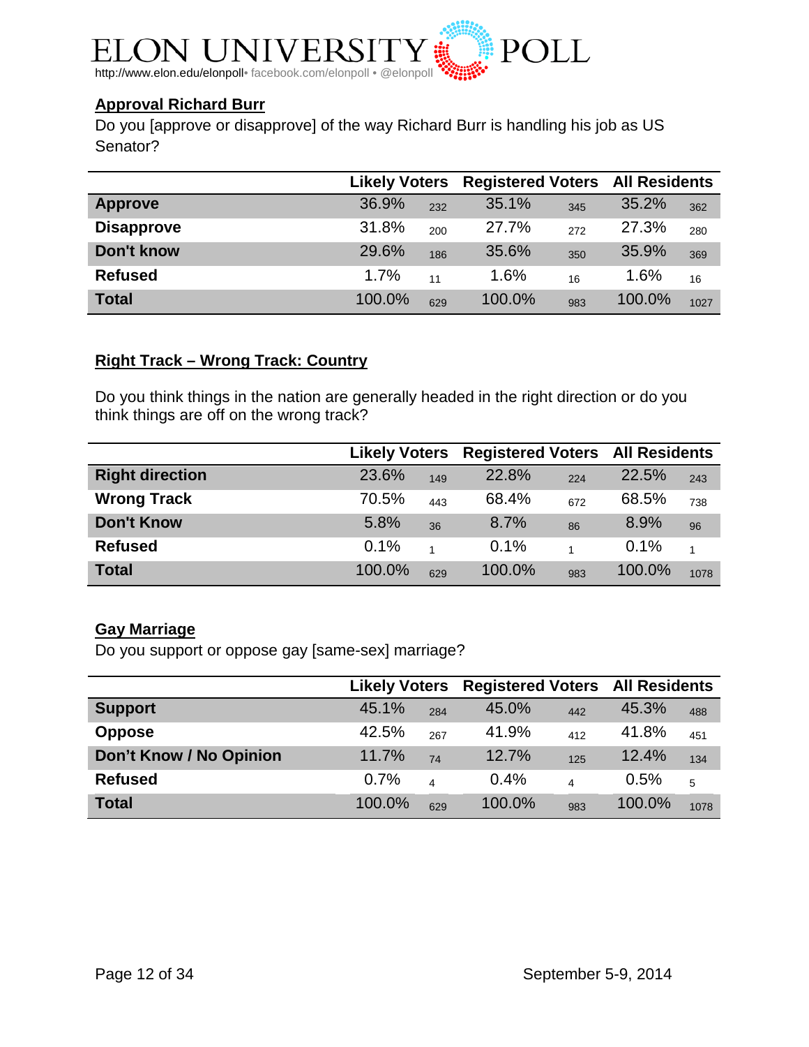### Approval Richard Burr

Do you [approve or disapprove] of the way Richard Burr is handling his job as US Senator?

| | Likely Voters | | Registered Voters | | All Residents | |
|---|---|---|---|---|---|---|
| Approve | 36.9% | 232 | 35.1% | 345 | 35.2% | 362 |
| Disapprove | 31.8% | 200 | 27.7% | 272 | 27.3% | 280 |
| Don't know | 29.6% | 186 | 35.6% | 350 | 35.9% | 369 |
| Refused | 1.7% | 11 | 1.6% | 16 | 1.6% | 16 |
| Total | 100.0% | 629 | 100.0% | 983 | 100.0% | 1027 |

### Right Track – Wrong Track: Country

Do you think things in the nation are generally headed in the right direction or do you think things are off on the wrong track?

| | Likely Voters | | Registered Voters | | All Residents | |
|---|---|---|---|---|---|---|
| Right direction | 23.6% | 149 | 22.8% | 224 | 22.5% | 243 |
| Wrong Track | 70.5% | 443 | 68.4% | 672 | 68.5% | 738 |
| Don't Know | 5.8% | 36 | 8.7% | 86 | 8.9% | 96 |
| Refused | 0.1% | 1 | 0.1% | 1 | 0.1% | 1 |
| Total | 100.0% | 629 | 100.0% | 983 | 100.0% | 1078 |

### Gay Marriage

Do you support or oppose gay [same-sex] marriage?

| | Likely Voters | | Registered Voters | | All Residents | |
|---|---|---|---|---|---|---|
| Support | 45.1% | 284 | 45.0% | 442 | 45.3% | 488 |
| Oppose | 42.5% | 267 | 41.9% | 412 | 41.8% | 451 |
| Don't Know / No Opinion | 11.7% | 74 | 12.7% | 125 | 12.4% | 134 |
| Refused | 0.7% | 4 | 0.4% | 4 | 0.5% | 5 |
| Total | 100.0% | 629 | 100.0% | 983 | 100.0% | 1078 |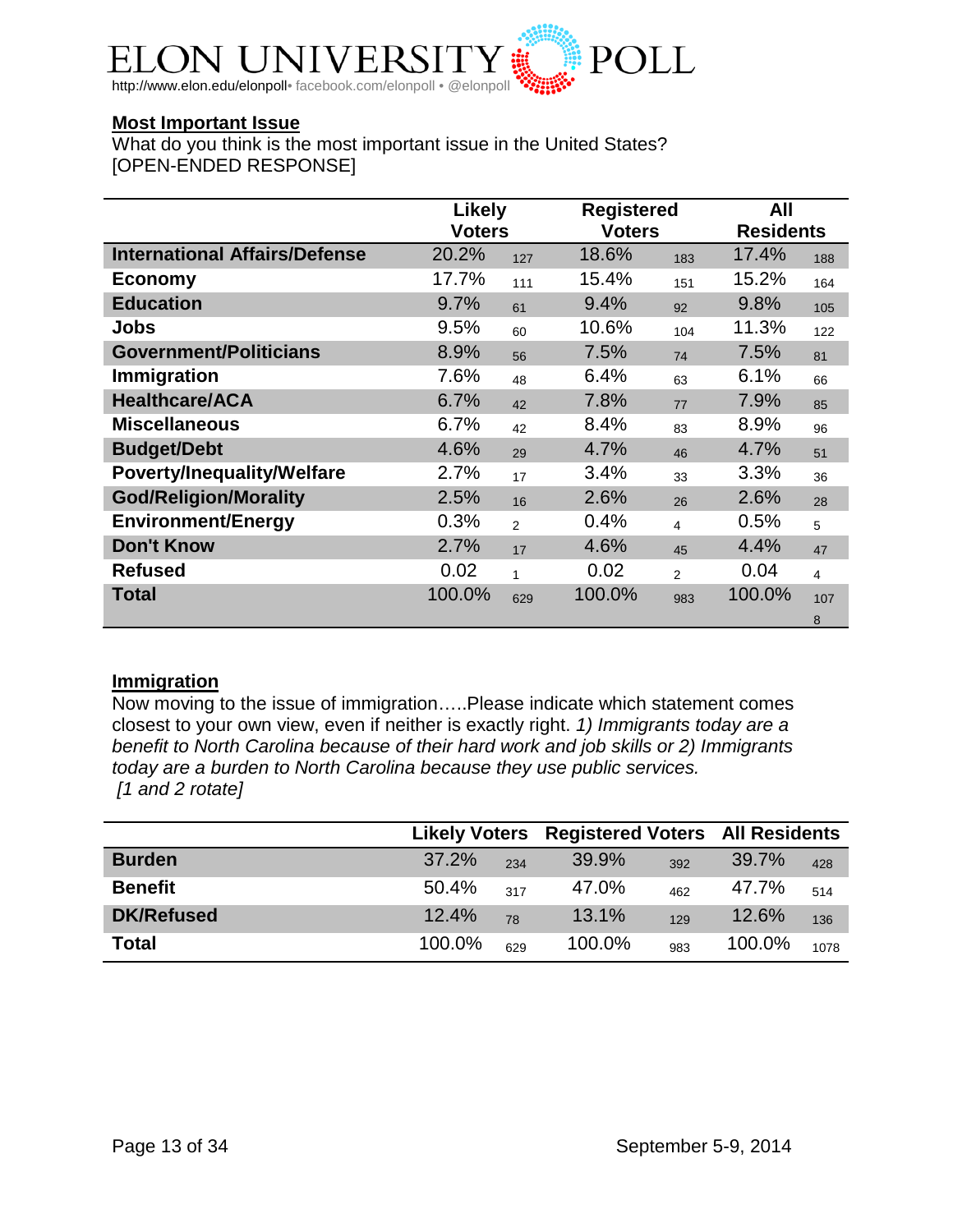## Most Important Issue

What do you think is the most important issue in the United States?
[OPEN-ENDED RESPONSE]

| | Likely Voters | | Registered Voters | | All Residents | |
|---|---|---|---|---|---|---|
| **International Affairs/Defense** | 20.2% | 127 | 18.6% | 183 | 17.4% | 188 |
| **Economy** | 17.7% | 111 | 15.4% | 151 | 15.2% | 164 |
| **Education** | 9.7% | 61 | 9.4% | 92 | 9.8% | 105 |
| **Jobs** | 9.5% | 60 | 10.6% | 104 | 11.3% | 122 |
| **Government/Politicians** | 8.9% | 56 | 7.5% | 74 | 7.5% | 81 |
| **Immigration** | 7.6% | 48 | 6.4% | 63 | 6.1% | 66 |
| **Healthcare/ACA** | 6.7% | 42 | 7.8% | 77 | 7.9% | 85 |
| **Miscellaneous** | 6.7% | 42 | 8.4% | 83 | 8.9% | 96 |
| **Budget/Debt** | 4.6% | 29 | 4.7% | 46 | 4.7% | 51 |
| **Poverty/Inequality/Welfare** | 2.7% | 17 | 3.4% | 33 | 3.3% | 36 |
| **God/Religion/Morality** | 2.5% | 16 | 2.6% | 26 | 2.6% | 28 |
| **Environment/Energy** | 0.3% | 2 | 0.4% | 4 | 0.5% | 5 |
| **Don't Know** | 2.7% | 17 | 4.6% | 45 | 4.4% | 47 |
| **Refused** | 0.02 | 1 | 0.02 | 2 | 0.04 | 4 |
| **Total** | 100.0% | 629 | 100.0% | 983 | 100.0% | 1078 |

## Immigration

Now moving to the issue of immigration…..Please indicate which statement comes closest to your own view, even if neither is exactly right. *1) Immigrants today are a benefit to North Carolina because of their hard work and job skills or 2) Immigrants today are a burden to North Carolina because they use public services.*
*[1 and 2 rotate]*

| | Likely Voters | | Registered Voters | | All Residents | |
|---|---|---|---|---|---|---|
| **Burden** | 37.2% | 234 | 39.9% | 392 | 39.7% | 428 |
| **Benefit** | 50.4% | 317 | 47.0% | 462 | 47.7% | 514 |
| **DK/Refused** | 12.4% | 78 | 13.1% | 129 | 12.6% | 136 |
| **Total** | 100.0% | 629 | 100.0% | 983 | 100.0% | 1078 |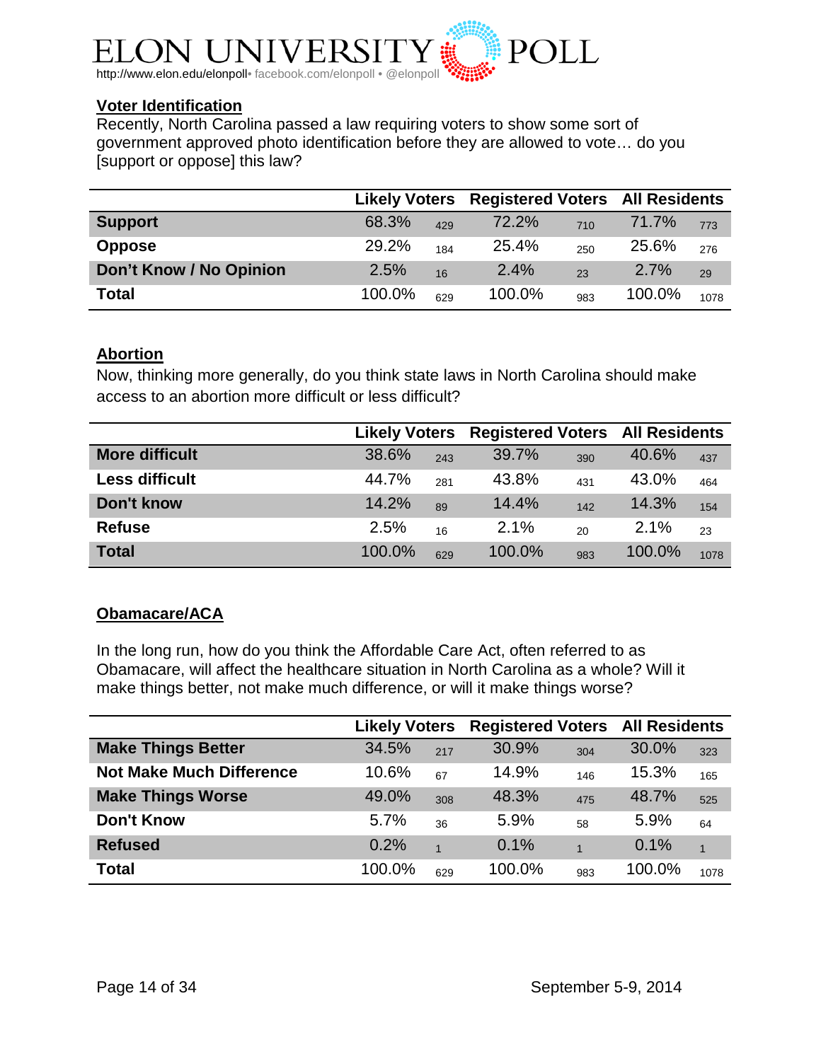## Voter Identification

Recently, North Carolina passed a law requiring voters to show some sort of government approved photo identification before they are allowed to vote… do you [support or oppose] this law?

| | Likely Voters | | Registered Voters | | All Residents | |
|---|---|---|---|---|---|---|
| **Support** | 68.3% | 429 | 72.2% | 710 | 71.7% | 773 |
| **Oppose** | 29.2% | 184 | 25.4% | 250 | 25.6% | 276 |
| **Don't Know / No Opinion** | 2.5% | 16 | 2.4% | 23 | 2.7% | 29 |
| **Total** | 100.0% | 629 | 100.0% | 983 | 100.0% | 1078 |

## Abortion

Now, thinking more generally, do you think state laws in North Carolina should make access to an abortion more difficult or less difficult?

| | Likely Voters | | Registered Voters | | All Residents | |
|---|---|---|---|---|---|---|
| **More difficult** | 38.6% | 243 | 39.7% | 390 | 40.6% | 437 |
| **Less difficult** | 44.7% | 281 | 43.8% | 431 | 43.0% | 464 |
| **Don't know** | 14.2% | 89 | 14.4% | 142 | 14.3% | 154 |
| **Refuse** | 2.5% | 16 | 2.1% | 20 | 2.1% | 23 |
| **Total** | 100.0% | 629 | 100.0% | 983 | 100.0% | 1078 |

## Obamacare/ACA

In the long run, how do you think the Affordable Care Act, often referred to as Obamacare, will affect the healthcare situation in North Carolina as a whole? Will it make things better, not make much difference, or will it make things worse?

| | Likely Voters | | Registered Voters | | All Residents | |
|---|---|---|---|---|---|---|
| **Make Things Better** | 34.5% | 217 | 30.9% | 304 | 30.0% | 323 |
| **Not Make Much Difference** | 10.6% | 67 | 14.9% | 146 | 15.3% | 165 |
| **Make Things Worse** | 49.0% | 308 | 48.3% | 475 | 48.7% | 525 |
| **Don't Know** | 5.7% | 36 | 5.9% | 58 | 5.9% | 64 |
| **Refused** | 0.2% | 1 | 0.1% | 1 | 0.1% | 1 |
| **Total** | 100.0% | 629 | 100.0% | 983 | 100.0% | 1078 |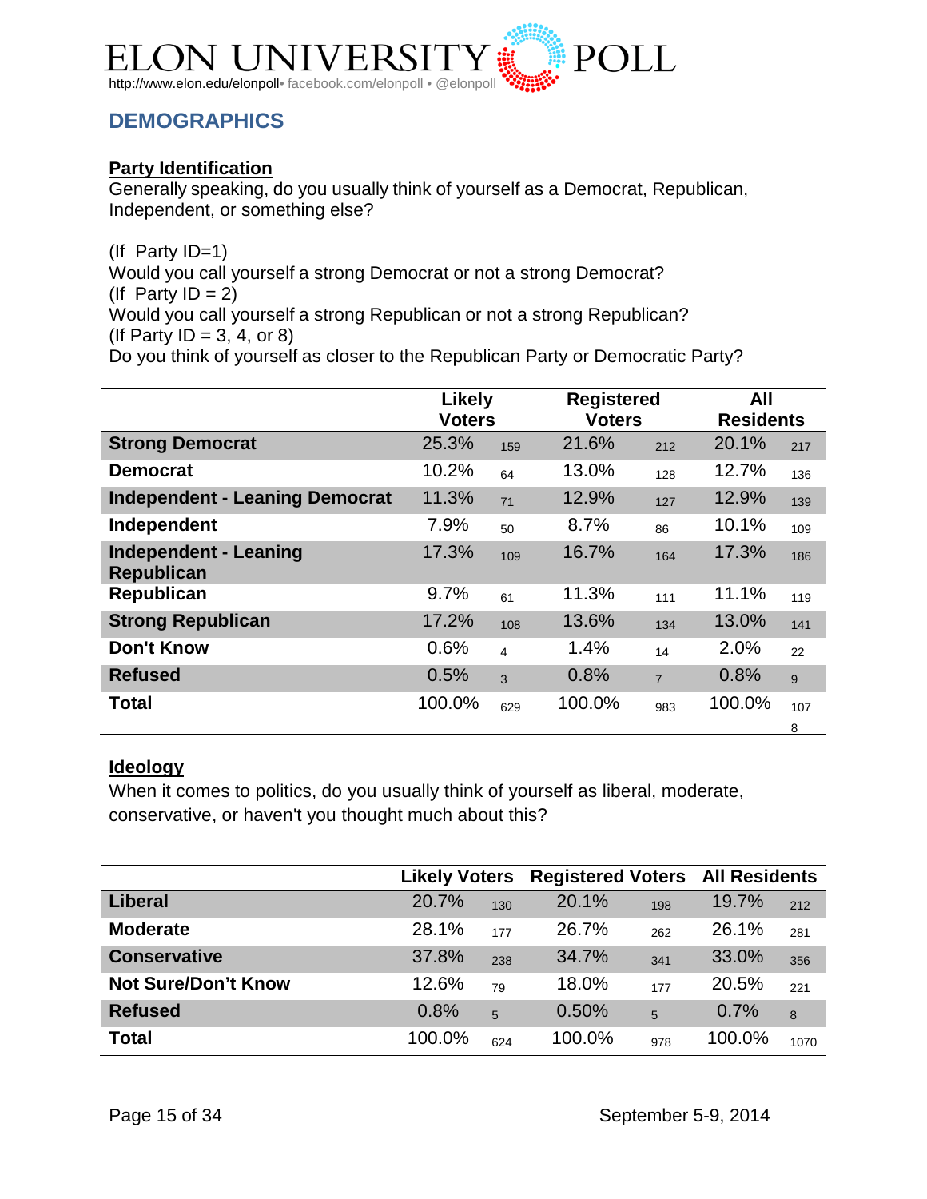# DEMOGRAPHICS

**Party Identification**

Generally speaking, do you usually think of yourself as a Democrat, Republican, Independent, or something else?

(If Party ID=1)
Would you call yourself a strong Democrat or not a strong Democrat?
(If Party ID = 2)
Would you call yourself a strong Republican or not a strong Republican?
(If Party ID = 3, 4, or 8)
Do you think of yourself as closer to the Republican Party or Democratic Party?

| | Likely Voters | | Registered Voters | | All Residents | |
|---|---|---|---|---|---|---|
| **Strong Democrat** | 25.3% | 159 | 21.6% | 212 | 20.1% | 217 |
| **Democrat** | 10.2% | 64 | 13.0% | 128 | 12.7% | 136 |
| **Independent - Leaning Democrat** | 11.3% | 71 | 12.9% | 127 | 12.9% | 139 |
| **Independent** | 7.9% | 50 | 8.7% | 86 | 10.1% | 109 |
| **Independent - Leaning Republican** | 17.3% | 109 | 16.7% | 164 | 17.3% | 186 |
| **Republican** | 9.7% | 61 | 11.3% | 111 | 11.1% | 119 |
| **Strong Republican** | 17.2% | 108 | 13.6% | 134 | 13.0% | 141 |
| **Don't Know** | 0.6% | 4 | 1.4% | 14 | 2.0% | 22 |
| **Refused** | 0.5% | 3 | 0.8% | 7 | 0.8% | 9 |
| **Total** | 100.0% | 629 | 100.0% | 983 | 100.0% | 1078 |

**Ideology**

When it comes to politics, do you usually think of yourself as liberal, moderate, conservative, or haven't you thought much about this?

| | Likely Voters | | Registered Voters | | All Residents | |
|---|---|---|---|---|---|---|
| **Liberal** | 20.7% | 130 | 20.1% | 198 | 19.7% | 212 |
| **Moderate** | 28.1% | 177 | 26.7% | 262 | 26.1% | 281 |
| **Conservative** | 37.8% | 238 | 34.7% | 341 | 33.0% | 356 |
| **Not Sure/Don't Know** | 12.6% | 79 | 18.0% | 177 | 20.5% | 221 |
| **Refused** | 0.8% | 5 | 0.50% | 5 | 0.7% | 8 |
| **Total** | 100.0% | 624 | 100.0% | 978 | 100.0% | 1070 |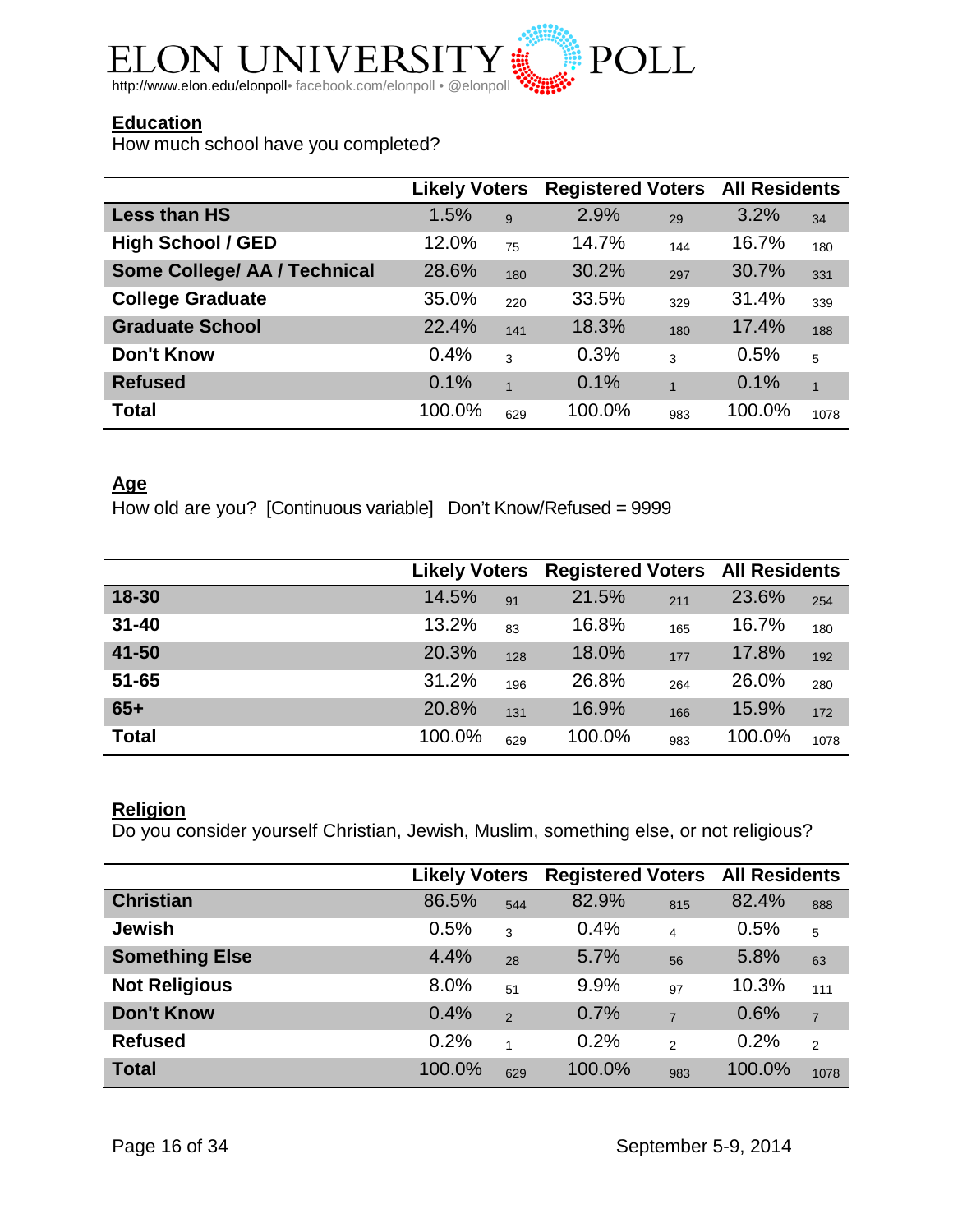**Education**

How much school have you completed?

| | Likely Voters | | Registered Voters | | All Residents | |
|---|---|---|---|---|---|---|
| **Less than HS** | 1.5% | 9 | 2.9% | 29 | 3.2% | 34 |
| **High School / GED** | 12.0% | 75 | 14.7% | 144 | 16.7% | 180 |
| **Some College/ AA / Technical** | 28.6% | 180 | 30.2% | 297 | 30.7% | 331 |
| **College Graduate** | 35.0% | 220 | 33.5% | 329 | 31.4% | 339 |
| **Graduate School** | 22.4% | 141 | 18.3% | 180 | 17.4% | 188 |
| **Don't Know** | 0.4% | 3 | 0.3% | 3 | 0.5% | 5 |
| **Refused** | 0.1% | 1 | 0.1% | 1 | 0.1% | 1 |
| **Total** | 100.0% | 629 | 100.0% | 983 | 100.0% | 1078 |

**Age**

How old are you? [Continuous variable] Don't Know/Refused = 9999

| | Likely Voters | | Registered Voters | | All Residents | |
|---|---|---|---|---|---|---|
| **18-30** | 14.5% | 91 | 21.5% | 211 | 23.6% | 254 |
| **31-40** | 13.2% | 83 | 16.8% | 165 | 16.7% | 180 |
| **41-50** | 20.3% | 128 | 18.0% | 177 | 17.8% | 192 |
| **51-65** | 31.2% | 196 | 26.8% | 264 | 26.0% | 280 |
| **65+** | 20.8% | 131 | 16.9% | 166 | 15.9% | 172 |
| **Total** | 100.0% | 629 | 100.0% | 983 | 100.0% | 1078 |

**Religion**

Do you consider yourself Christian, Jewish, Muslim, something else, or not religious?

| | Likely Voters | | Registered Voters | | All Residents | |
|---|---|---|---|---|---|---|
| **Christian** | 86.5% | 544 | 82.9% | 815 | 82.4% | 888 |
| **Jewish** | 0.5% | 3 | 0.4% | 4 | 0.5% | 5 |
| **Something Else** | 4.4% | 28 | 5.7% | 56 | 5.8% | 63 |
| **Not Religious** | 8.0% | 51 | 9.9% | 97 | 10.3% | 111 |
| **Don't Know** | 0.4% | 2 | 0.7% | 7 | 0.6% | 7 |
| **Refused** | 0.2% | 1 | 0.2% | 2 | 0.2% | 2 |
| **Total** | 100.0% | 629 | 100.0% | 983 | 100.0% | 1078 |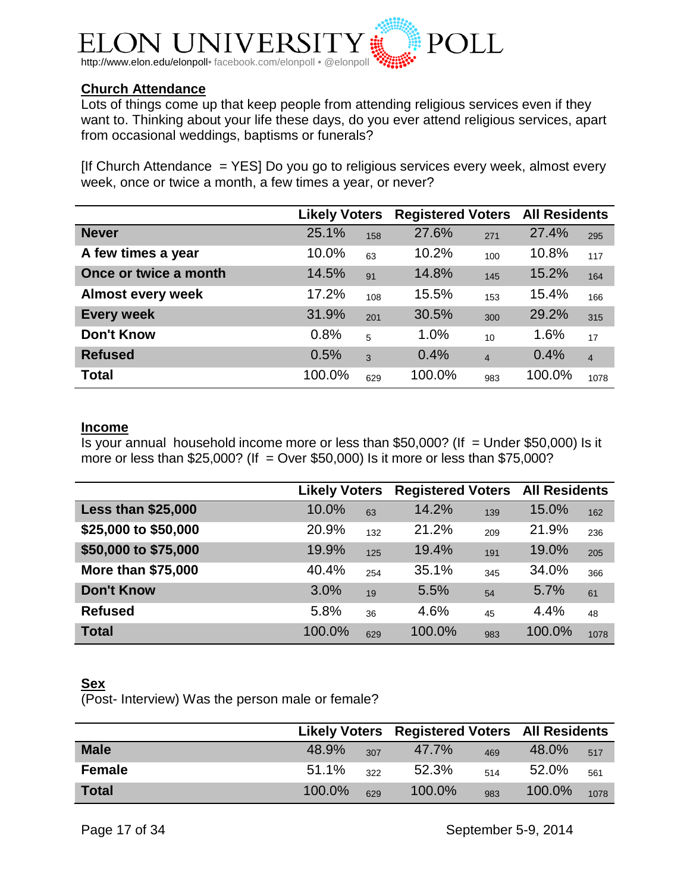## Church Attendance

Lots of things come up that keep people from attending religious services even if they want to. Thinking about your life these days, do you ever attend religious services, apart from occasional weddings, baptisms or funerals?

[If Church Attendance = YES] Do you go to religious services every week, almost every week, once or twice a month, a few times a year, or never?

| | Likely Voters | | Registered Voters | | All Residents | |
|---|---|---|---|---|---|---|
| **Never** | 25.1% | 158 | 27.6% | 271 | 27.4% | 295 |
| **A few times a year** | 10.0% | 63 | 10.2% | 100 | 10.8% | 117 |
| **Once or twice a month** | 14.5% | 91 | 14.8% | 145 | 15.2% | 164 |
| **Almost every week** | 17.2% | 108 | 15.5% | 153 | 15.4% | 166 |
| **Every week** | 31.9% | 201 | 30.5% | 300 | 29.2% | 315 |
| **Don't Know** | 0.8% | 5 | 1.0% | 10 | 1.6% | 17 |
| **Refused** | 0.5% | 3 | 0.4% | 4 | 0.4% | 4 |
| **Total** | 100.0% | 629 | 100.0% | 983 | 100.0% | 1078 |

## Income

Is your annual household income more or less than $50,000? (If = Under $50,000) Is it more or less than $25,000? (If = Over $50,000) Is it more or less than $75,000?

| | Likely Voters | | Registered Voters | | All Residents | |
|---|---|---|---|---|---|---|
| **Less than $25,000** | 10.0% | 63 | 14.2% | 139 | 15.0% | 162 |
| **$25,000 to $50,000** | 20.9% | 132 | 21.2% | 209 | 21.9% | 236 |
| **$50,000 to $75,000** | 19.9% | 125 | 19.4% | 191 | 19.0% | 205 |
| **More than $75,000** | 40.4% | 254 | 35.1% | 345 | 34.0% | 366 |
| **Don't Know** | 3.0% | 19 | 5.5% | 54 | 5.7% | 61 |
| **Refused** | 5.8% | 36 | 4.6% | 45 | 4.4% | 48 |
| **Total** | 100.0% | 629 | 100.0% | 983 | 100.0% | 1078 |

## Sex

(Post- Interview) Was the person male or female?

| | Likely Voters | | Registered Voters | | All Residents | |
|---|---|---|---|---|---|---|
| **Male** | 48.9% | 307 | 47.7% | 469 | 48.0% | 517 |
| **Female** | 51.1% | 322 | 52.3% | 514 | 52.0% | 561 |
| **Total** | 100.0% | 629 | 100.0% | 983 | 100.0% | 1078 |

September 5-9, 2014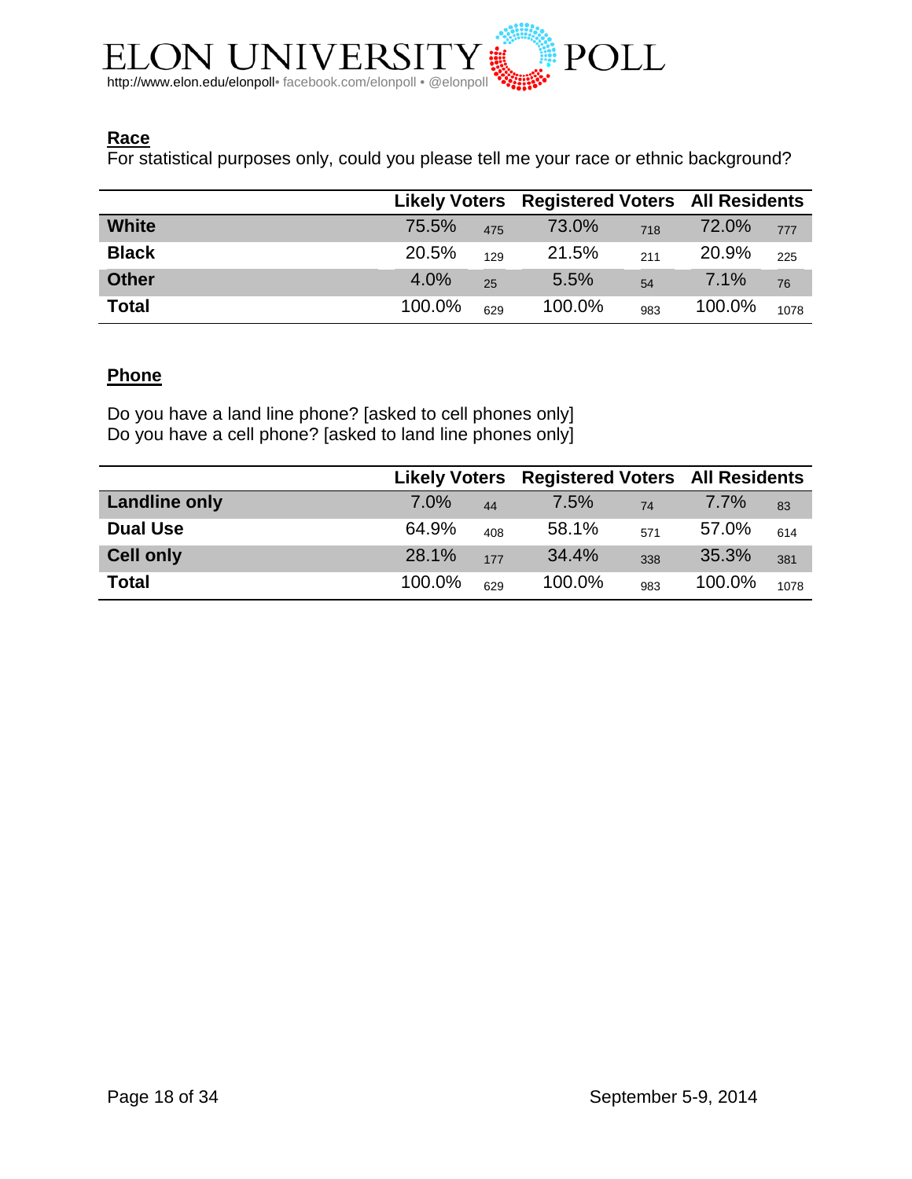### Race

For statistical purposes only, could you please tell me your race or ethnic background?

| | Likely Voters | | Registered Voters | | All Residents | |
|---|---|---|---|---|---|---|
| **White** | 75.5% | 475 | 73.0% | 718 | 72.0% | 777 |
| **Black** | 20.5% | 129 | 21.5% | 211 | 20.9% | 225 |
| **Other** | 4.0% | 25 | 5.5% | 54 | 7.1% | 76 |
| **Total** | 100.0% | 629 | 100.0% | 983 | 100.0% | 1078 |

### Phone

Do you have a land line phone? [asked to cell phones only]
Do you have a cell phone? [asked to land line phones only]

| | Likely Voters | | Registered Voters | | All Residents | |
|---|---|---|---|---|---|---|
| **Landline only** | 7.0% | 44 | 7.5% | 74 | 7.7% | 83 |
| **Dual Use** | 64.9% | 408 | 58.1% | 571 | 57.0% | 614 |
| **Cell only** | 28.1% | 177 | 34.4% | 338 | 35.3% | 381 |
| **Total** | 100.0% | 629 | 100.0% | 983 | 100.0% | 1078 |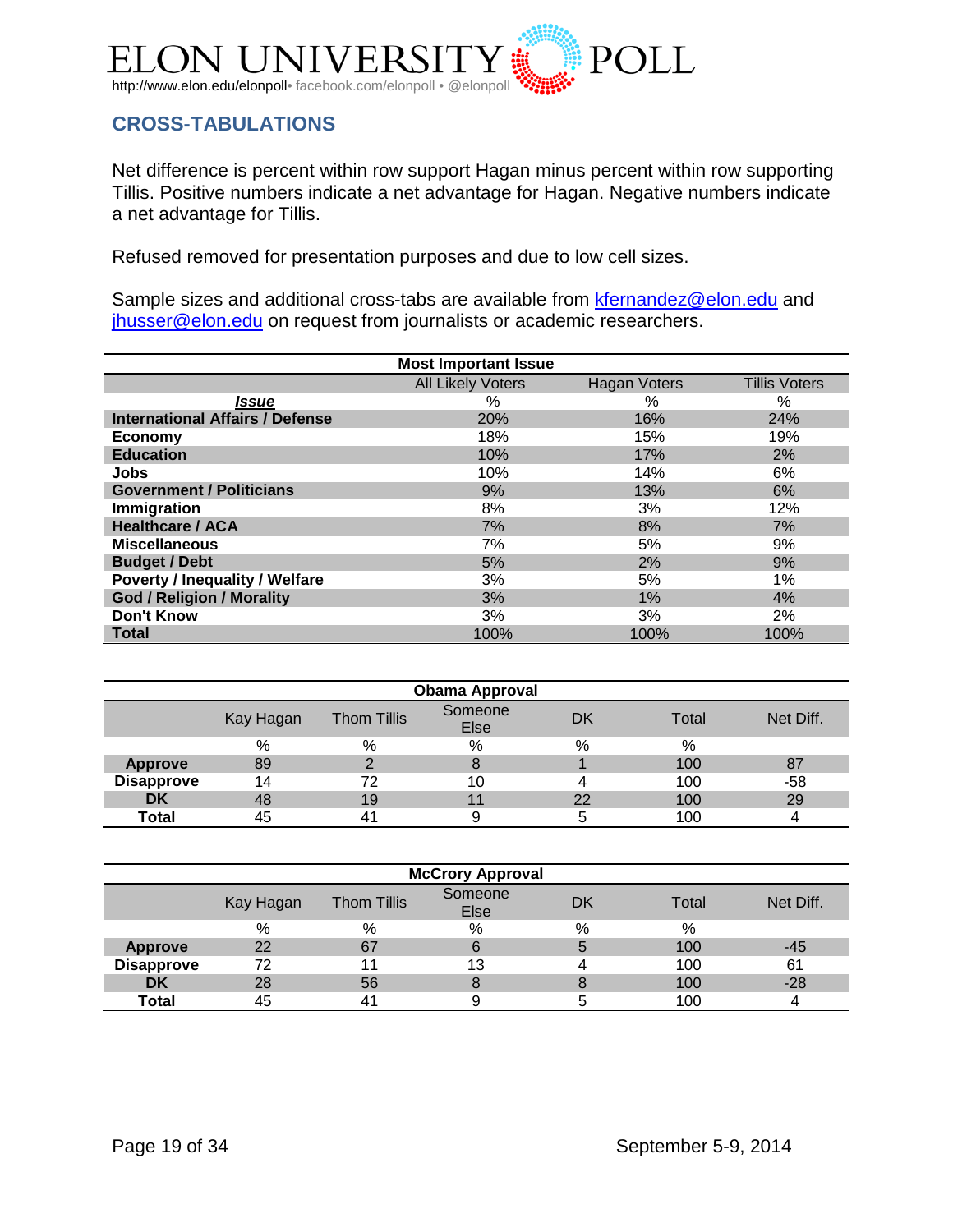ELON UNIVERSITY POLL

http://www.elon.edu/elonpoll• facebook.com/elonpoll • @elonpoll

## CROSS-TABULATIONS

Net difference is percent within row support Hagan minus percent within row supporting Tillis. Positive numbers indicate a net advantage for Hagan. Negative numbers indicate a net advantage for Tillis.

Refused removed for presentation purposes and due to low cell sizes.

Sample sizes and additional cross-tabs are available from kfernandez@elon.edu and jhusser@elon.edu on request from journalists or academic researchers.

| Most Important Issue | | | |
|---|---|---|---|
| | All Likely Voters | Hagan Voters | Tillis Voters |
| ***Issue*** | % | % | % |
| **International Affairs / Defense** | 20% | 16% | 24% |
| **Economy** | 18% | 15% | 19% |
| **Education** | 10% | 17% | 2% |
| **Jobs** | 10% | 14% | 6% |
| **Government / Politicians** | 9% | 13% | 6% |
| **Immigration** | 8% | 3% | 12% |
| **Healthcare / ACA** | 7% | 8% | 7% |
| **Miscellaneous** | 7% | 5% | 9% |
| **Budget / Debt** | 5% | 2% | 9% |
| **Poverty / Inequality / Welfare** | 3% | 5% | 1% |
| **God / Religion / Morality** | 3% | 1% | 4% |
| **Don't Know** | 3% | 3% | 2% |
| **Total** | 100% | 100% | 100% |

| Obama Approval | | | | | | |
|---|---|---|---|---|---|---|
| | Kay Hagan | Thom Tillis | Someone Else | DK | Total | Net Diff. |
| | % | % | % | % | % | |
| **Approve** | 89 | 2 | 8 | 1 | 100 | 87 |
| **Disapprove** | 14 | 72 | 10 | 4 | 100 | -58 |
| **DK** | 48 | 19 | 11 | 22 | 100 | 29 |
| **Total** | 45 | 41 | 9 | 5 | 100 | 4 |

| McCrory Approval | | | | | | |
|---|---|---|---|---|---|---|
| | Kay Hagan | Thom Tillis | Someone Else | DK | Total | Net Diff. |
| | % | % | % | % | % | |
| **Approve** | 22 | 67 | 6 | 5 | 100 | -45 |
| **Disapprove** | 72 | 11 | 13 | 4 | 100 | 61 |
| **DK** | 28 | 56 | 8 | 8 | 100 | -28 |
| **Total** | 45 | 41 | 9 | 5 | 100 | 4 |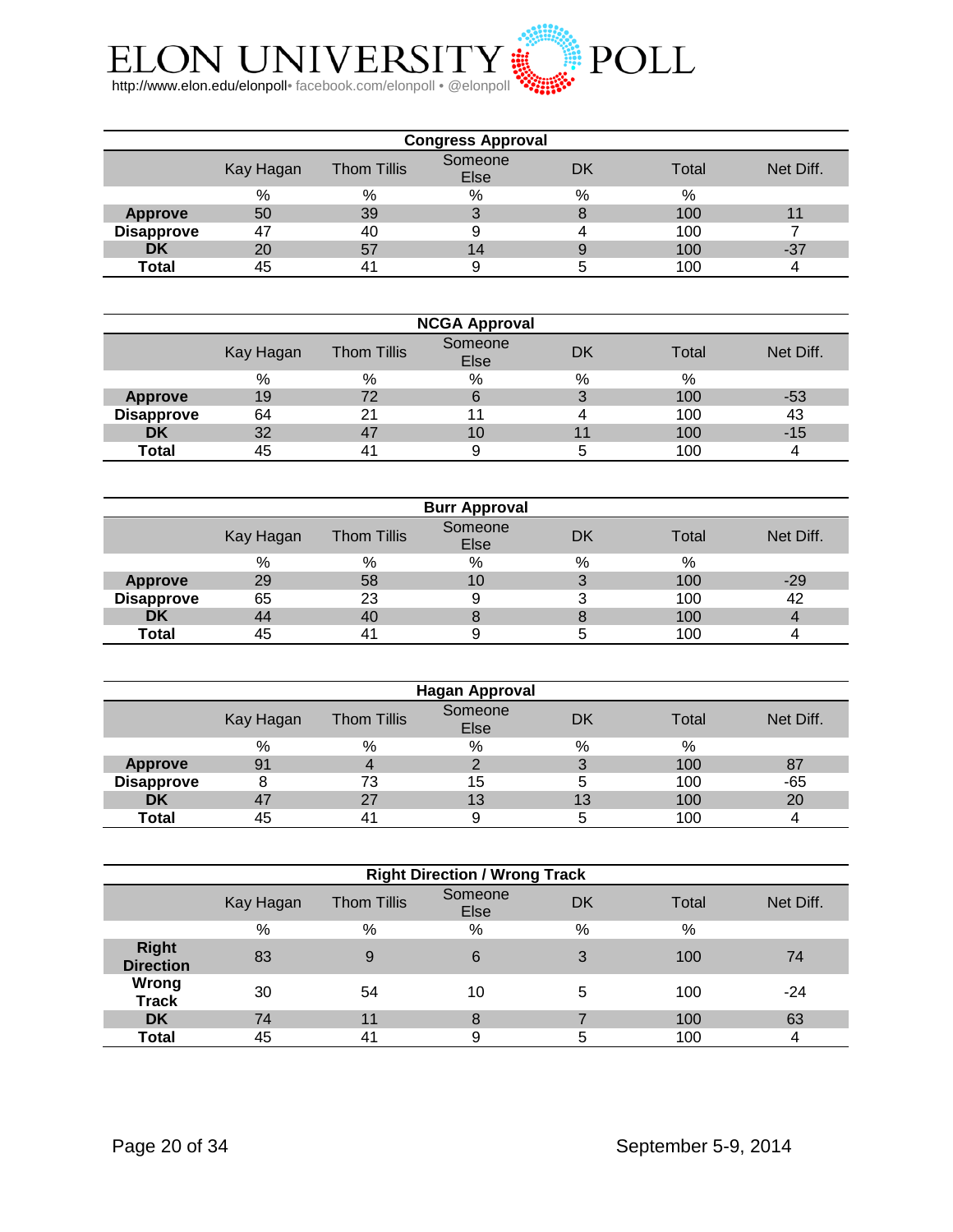ELON UNIVERSITY POLL

http://www.elon.edu/elonpoll• facebook.com/elonpoll • @elonpoll

**Congress Approval**

| | Kay Hagan | Thom Tillis | Someone Else | DK | Total | Net Diff. |
|---|---|---|---|---|---|---|
| | % | % | % | % | % | |
| **Approve** | 50 | 39 | 3 | 8 | 100 | 11 |
| **Disapprove** | 47 | 40 | 9 | 4 | 100 | 7 |
| **DK** | 20 | 57 | 14 | 9 | 100 | -37 |
| **Total** | 45 | 41 | 9 | 5 | 100 | 4 |

**NCGA Approval**

| | Kay Hagan | Thom Tillis | Someone Else | DK | Total | Net Diff. |
|---|---|---|---|---|---|---|
| | % | % | % | % | % | |
| **Approve** | 19 | 72 | 6 | 3 | 100 | -53 |
| **Disapprove** | 64 | 21 | 11 | 4 | 100 | 43 |
| **DK** | 32 | 47 | 10 | 11 | 100 | -15 |
| **Total** | 45 | 41 | 9 | 5 | 100 | 4 |

**Burr Approval**

| | Kay Hagan | Thom Tillis | Someone Else | DK | Total | Net Diff. |
|---|---|---|---|---|---|---|
| | % | % | % | % | % | |
| **Approve** | 29 | 58 | 10 | 3 | 100 | -29 |
| **Disapprove** | 65 | 23 | 9 | 3 | 100 | 42 |
| **DK** | 44 | 40 | 8 | 8 | 100 | 4 |
| **Total** | 45 | 41 | 9 | 5 | 100 | 4 |

**Hagan Approval**

| | Kay Hagan | Thom Tillis | Someone Else | DK | Total | Net Diff. |
|---|---|---|---|---|---|---|
| | % | % | % | % | % | |
| **Approve** | 91 | 4 | 2 | 3 | 100 | 87 |
| **Disapprove** | 8 | 73 | 15 | 5 | 100 | -65 |
| **DK** | 47 | 27 | 13 | 13 | 100 | 20 |
| **Total** | 45 | 41 | 9 | 5 | 100 | 4 |

**Right Direction / Wrong Track**

| | Kay Hagan | Thom Tillis | Someone Else | DK | Total | Net Diff. |
|---|---|---|---|---|---|---|
| | % | % | % | % | % | |
| **Right Direction** | 83 | 9 | 6 | 3 | 100 | 74 |
| **Wrong Track** | 30 | 54 | 10 | 5 | 100 | -24 |
| **DK** | 74 | 11 | 8 | 7 | 100 | 63 |
| **Total** | 45 | 41 | 9 | 5 | 100 | 4 |

September 5-9, 2014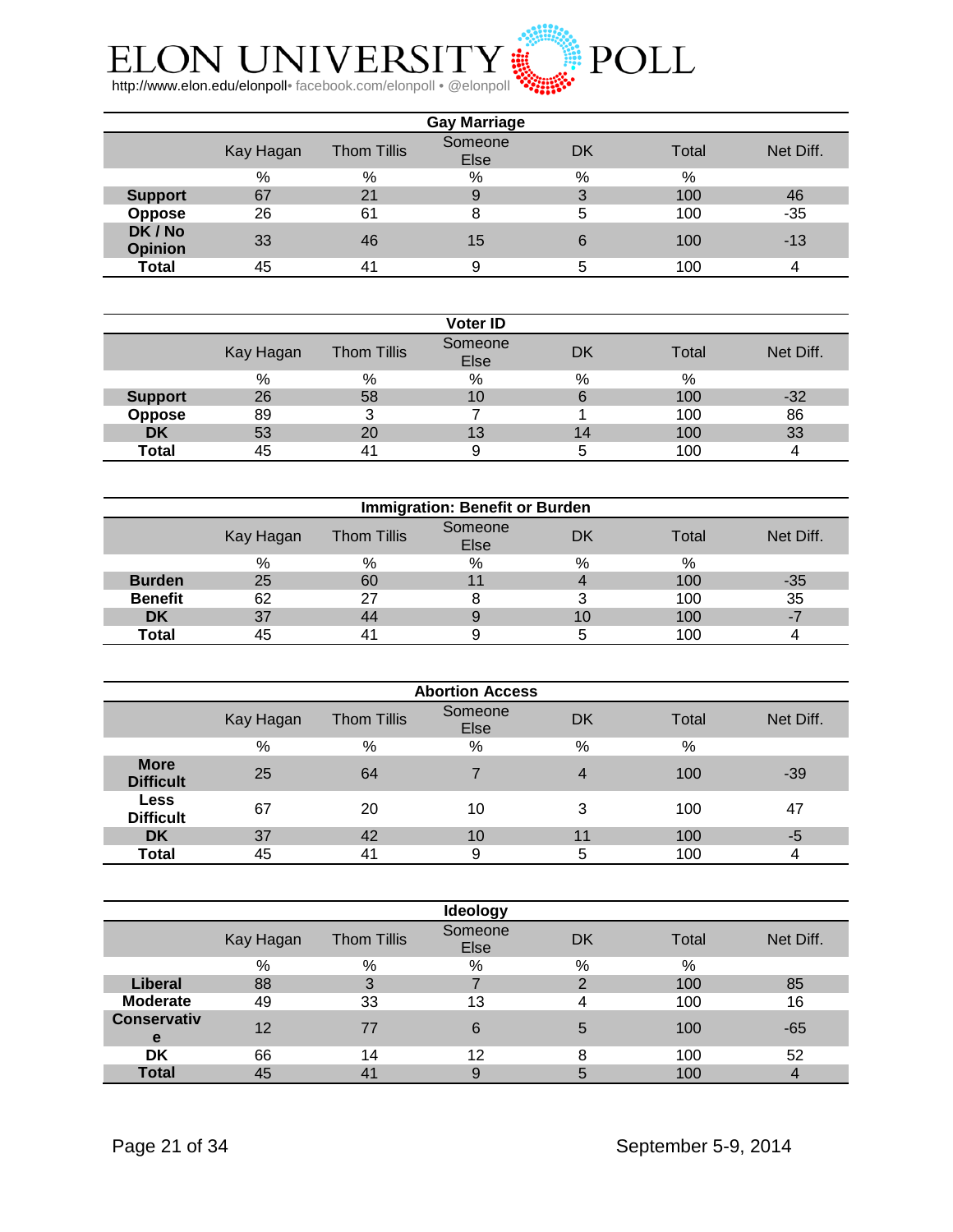# ELON UNIVERSITY POLL

http://www.elon.edu/elonpoll • facebook.com/elonpoll • @elonpoll

**Gay Marriage**

| | Kay Hagan | Thom Tillis | Someone Else | DK | Total | Net Diff. |
|---|---|---|---|---|---|---|
| | % | % | % | % | % | |
| **Support** | 67 | 21 | 9 | 3 | 100 | 46 |
| **Oppose** | 26 | 61 | 8 | 5 | 100 | -35 |
| **DK / No Opinion** | 33 | 46 | 15 | 6 | 100 | -13 |
| **Total** | 45 | 41 | 9 | 5 | 100 | 4 |

**Voter ID**

| | Kay Hagan | Thom Tillis | Someone Else | DK | Total | Net Diff. |
|---|---|---|---|---|---|---|
| | % | % | % | % | % | |
| **Support** | 26 | 58 | 10 | 6 | 100 | -32 |
| **Oppose** | 89 | 3 | 7 | 1 | 100 | 86 |
| **DK** | 53 | 20 | 13 | 14 | 100 | 33 |
| **Total** | 45 | 41 | 9 | 5 | 100 | 4 |

**Immigration: Benefit or Burden**

| | Kay Hagan | Thom Tillis | Someone Else | DK | Total | Net Diff. |
|---|---|---|---|---|---|---|
| | % | % | % | % | % | |
| **Burden** | 25 | 60 | 11 | 4 | 100 | -35 |
| **Benefit** | 62 | 27 | 8 | 3 | 100 | 35 |
| **DK** | 37 | 44 | 9 | 10 | 100 | -7 |
| **Total** | 45 | 41 | 9 | 5 | 100 | 4 |

**Abortion Access**

| | Kay Hagan | Thom Tillis | Someone Else | DK | Total | Net Diff. |
|---|---|---|---|---|---|---|
| | % | % | % | % | % | |
| **More Difficult** | 25 | 64 | 7 | 4 | 100 | -39 |
| **Less Difficult** | 67 | 20 | 10 | 3 | 100 | 47 |
| **DK** | 37 | 42 | 10 | 11 | 100 | -5 |
| **Total** | 45 | 41 | 9 | 5 | 100 | 4 |

**Ideology**

| | Kay Hagan | Thom Tillis | Someone Else | DK | Total | Net Diff. |
|---|---|---|---|---|---|---|
| | % | % | % | % | % | |
| **Liberal** | 88 | 3 | 7 | 2 | 100 | 85 |
| **Moderate** | 49 | 33 | 13 | 4 | 100 | 16 |
| **Conservative** | 12 | 77 | 6 | 5 | 100 | -65 |
| **DK** | 66 | 14 | 12 | 8 | 100 | 52 |
| **Total** | 45 | 41 | 9 | 5 | 100 | 4 |

September 5-9, 2014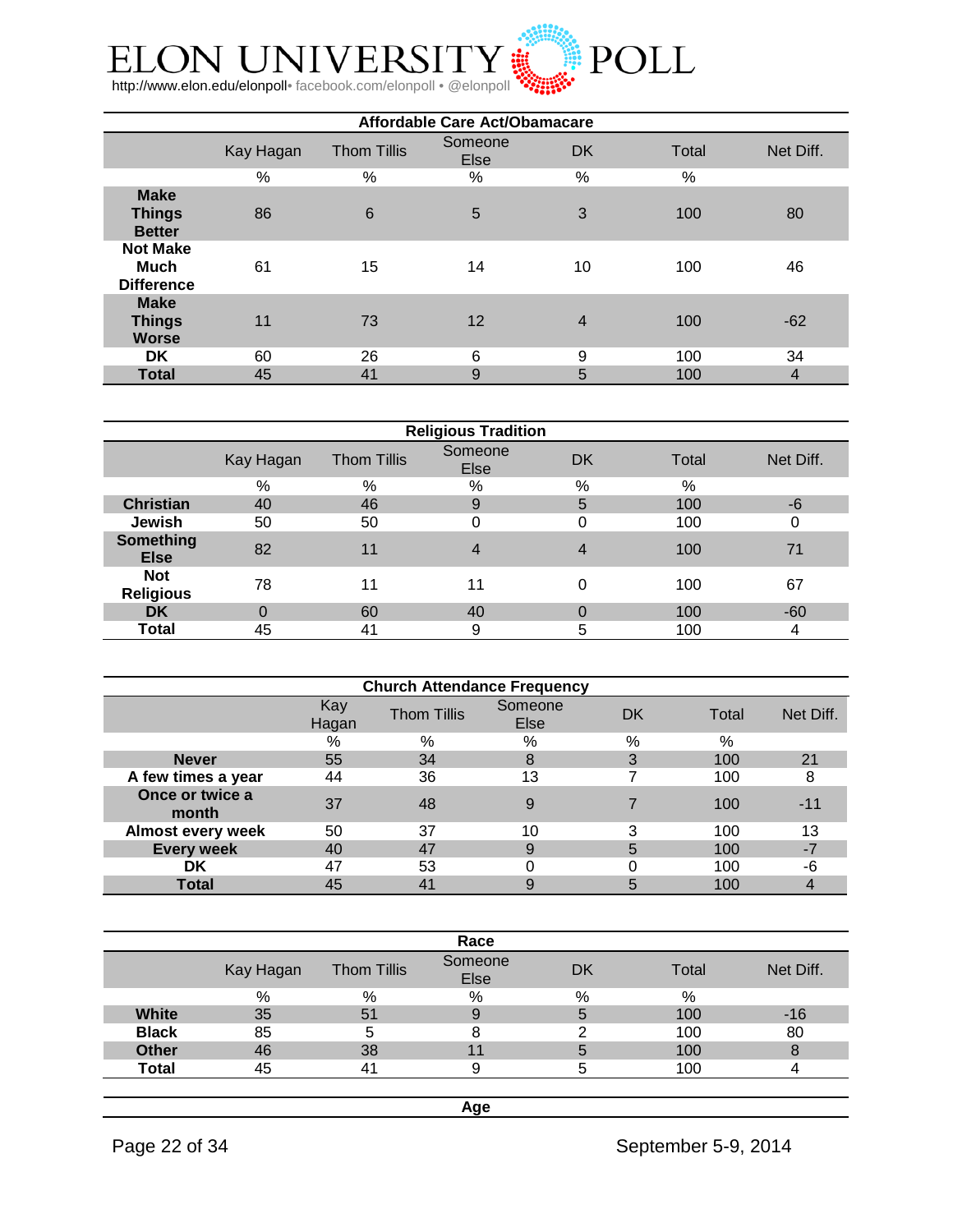| Affordable Care Act/Obamacare | | | | | | |
|---|---|---|---|---|---|---|
| | Kay Hagan | Thom Tillis | Someone Else | DK | Total | Net Diff. |
| | % | % | % | % | % | |
| **Make Things Better** | 86 | 6 | 5 | 3 | 100 | 80 |
| **Not Make Much Difference** | 61 | 15 | 14 | 10 | 100 | 46 |
| **Make Things Worse** | 11 | 73 | 12 | 4 | 100 | -62 |
| **DK** | 60 | 26 | 6 | 9 | 100 | 34 |
| **Total** | 45 | 41 | 9 | 5 | 100 | 4 |

| Religious Tradition | | | | | | |
|---|---|---|---|---|---|---|
| | Kay Hagan | Thom Tillis | Someone Else | DK | Total | Net Diff. |
| | % | % | % | % | % | |
| **Christian** | 40 | 46 | 9 | 5 | 100 | -6 |
| **Jewish** | 50 | 50 | 0 | 0 | 100 | 0 |
| **Something Else** | 82 | 11 | 4 | 4 | 100 | 71 |
| **Not Religious** | 78 | 11 | 11 | 0 | 100 | 67 |
| **DK** | 0 | 60 | 40 | 0 | 100 | -60 |
| **Total** | 45 | 41 | 9 | 5 | 100 | 4 |

| Church Attendance Frequency | | | | | | |
|---|---|---|---|---|---|---|
| | Kay Hagan | Thom Tillis | Someone Else | DK | Total | Net Diff. |
| | % | % | % | % | % | |
| **Never** | 55 | 34 | 8 | 3 | 100 | 21 |
| **A few times a year** | 44 | 36 | 13 | 7 | 100 | 8 |
| **Once or twice a month** | 37 | 48 | 9 | 7 | 100 | -11 |
| **Almost every week** | 50 | 37 | 10 | 3 | 100 | 13 |
| **Every week** | 40 | 47 | 9 | 5 | 100 | -7 |
| **DK** | 47 | 53 | 0 | 0 | 100 | -6 |
| **Total** | 45 | 41 | 9 | 5 | 100 | 4 |

| Race | | | | | | |
|---|---|---|---|---|---|---|
| | Kay Hagan | Thom Tillis | Someone Else | DK | Total | Net Diff. |
| | % | % | % | % | % | |
| **White** | 35 | 51 | 9 | 5 | 100 | -16 |
| **Black** | 85 | 5 | 8 | 2 | 100 | 80 |
| **Other** | 46 | 38 | 11 | 5 | 100 | 8 |
| **Total** | 45 | 41 | 9 | 5 | 100 | 4 |

**Age**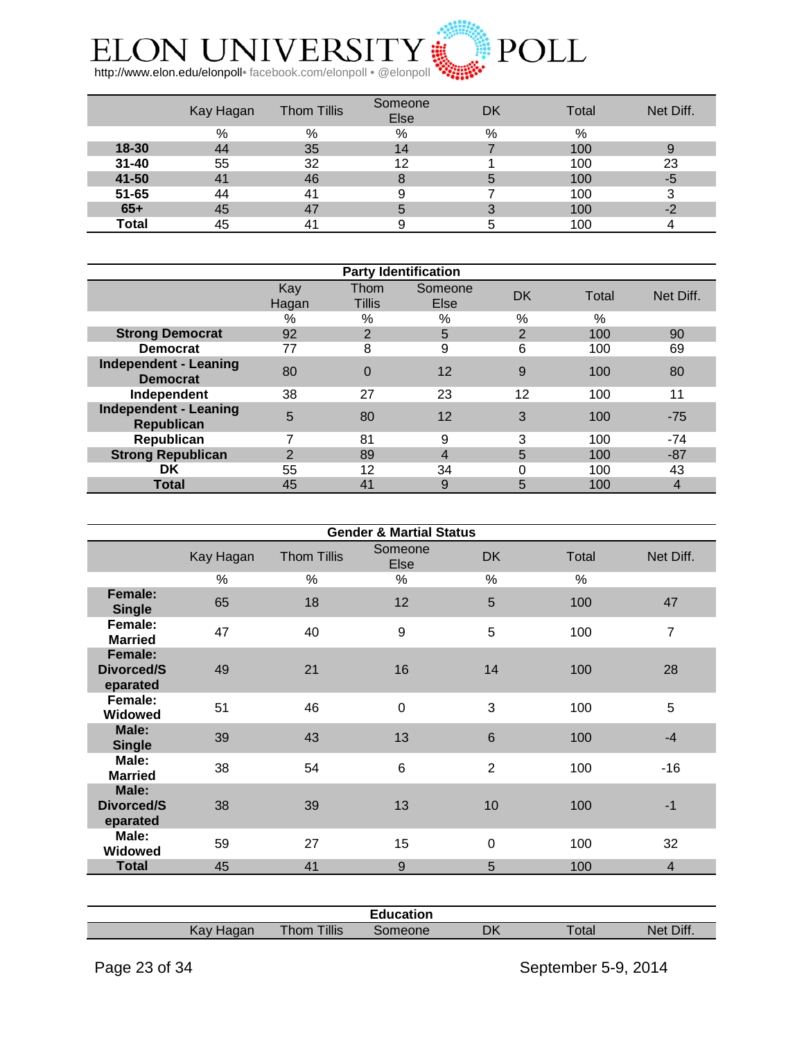|  | Kay Hagan | Thom Tillis | Someone Else | DK | Total | Net Diff. |
|---|---|---|---|---|---|---|
|  | % | % | % | % | % |  |
| **18-30** | 44 | 35 | 14 | 7 | 100 | 9 |
| **31-40** | 55 | 32 | 12 | 1 | 100 | 23 |
| **41-50** | 41 | 46 | 8 | 5 | 100 | -5 |
| **51-65** | 44 | 41 | 9 | 7 | 100 | 3 |
| **65+** | 45 | 47 | 5 | 3 | 100 | -2 |
| **Total** | 45 | 41 | 9 | 5 | 100 | 4 |

**Party Identification**

|  | Kay Hagan | Thom Tillis | Someone Else | DK | Total | Net Diff. |
|---|---|---|---|---|---|---|
|  | % | % | % | % | % |  |
| **Strong Democrat** | 92 | 2 | 5 | 2 | 100 | 90 |
| **Democrat** | 77 | 8 | 9 | 6 | 100 | 69 |
| **Independent - Leaning Democrat** | 80 | 0 | 12 | 9 | 100 | 80 |
| **Independent** | 38 | 27 | 23 | 12 | 100 | 11 |
| **Independent - Leaning Republican** | 5 | 80 | 12 | 3 | 100 | -75 |
| **Republican** | 7 | 81 | 9 | 3 | 100 | -74 |
| **Strong Republican** | 2 | 89 | 4 | 5 | 100 | -87 |
| **DK** | 55 | 12 | 34 | 0 | 100 | 43 |
| **Total** | 45 | 41 | 9 | 5 | 100 | 4 |

**Gender & Martial Status**

|  | Kay Hagan | Thom Tillis | Someone Else | DK | Total | Net Diff. |
|---|---|---|---|---|---|---|
|  | % | % | % | % | % |  |
| **Female: Single** | 65 | 18 | 12 | 5 | 100 | 47 |
| **Female: Married** | 47 | 40 | 9 | 5 | 100 | 7 |
| **Female: Divorced/Separated** | 49 | 21 | 16 | 14 | 100 | 28 |
| **Female: Widowed** | 51 | 46 | 0 | 3 | 100 | 5 |
| **Male: Single** | 39 | 43 | 13 | 6 | 100 | -4 |
| **Male: Married** | 38 | 54 | 6 | 2 | 100 | -16 |
| **Male: Divorced/Separated** | 38 | 39 | 13 | 10 | 100 | -1 |
| **Male: Widowed** | 59 | 27 | 15 | 0 | 100 | 32 |
| **Total** | 45 | 41 | 9 | 5 | 100 | 4 |

**Education**

|  | Kay Hagan | Thom Tillis | Someone | DK | Total | Net Diff. |
|---|---|---|---|---|---|---|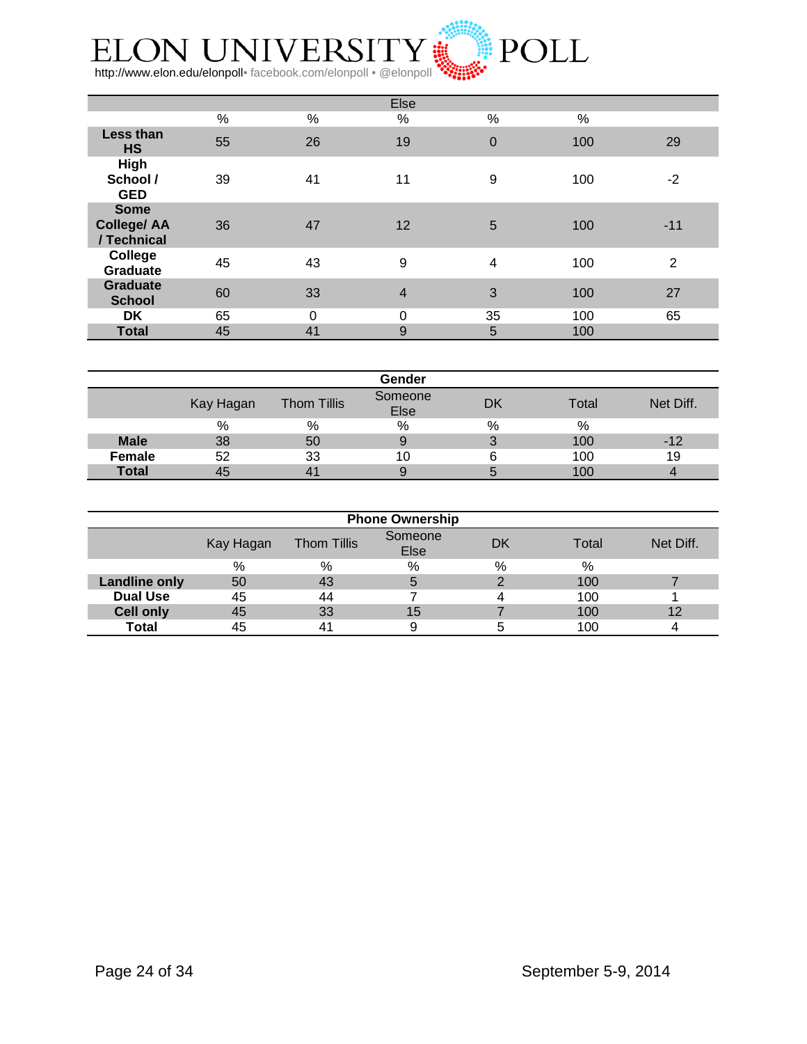| | | | Else | | | |
|---|---|---|---|---|---|---|
| | % | % | % | % | % | |
| **Less than HS** | 55 | 26 | 19 | 0 | 100 | 29 |
| **High School / GED** | 39 | 41 | 11 | 9 | 100 | -2 |
| **Some College/ AA / Technical** | 36 | 47 | 12 | 5 | 100 | -11 |
| **College Graduate** | 45 | 43 | 9 | 4 | 100 | 2 |
| **Graduate School** | 60 | 33 | 4 | 3 | 100 | 27 |
| **DK** | 65 | 0 | 0 | 35 | 100 | 65 |
| **Total** | 45 | 41 | 9 | 5 | 100 | |

| | | | **Gender** | | | |
|---|---|---|---|---|---|---|
| | Kay Hagan | Thom Tillis | Someone Else | DK | Total | Net Diff. |
| | % | % | % | % | % | |
| **Male** | 38 | 50 | 9 | 3 | 100 | -12 |
| **Female** | 52 | 33 | 10 | 6 | 100 | 19 |
| **Total** | 45 | 41 | 9 | 5 | 100 | 4 |

| | | | **Phone Ownership** | | | |
|---|---|---|---|---|---|---|
| | Kay Hagan | Thom Tillis | Someone Else | DK | Total | Net Diff. |
| | % | % | % | % | % | |
| **Landline only** | 50 | 43 | 5 | 2 | 100 | 7 |
| **Dual Use** | 45 | 44 | 7 | 4 | 100 | 1 |
| **Cell only** | 45 | 33 | 15 | 7 | 100 | 12 |
| **Total** | 45 | 41 | 9 | 5 | 100 | 4 |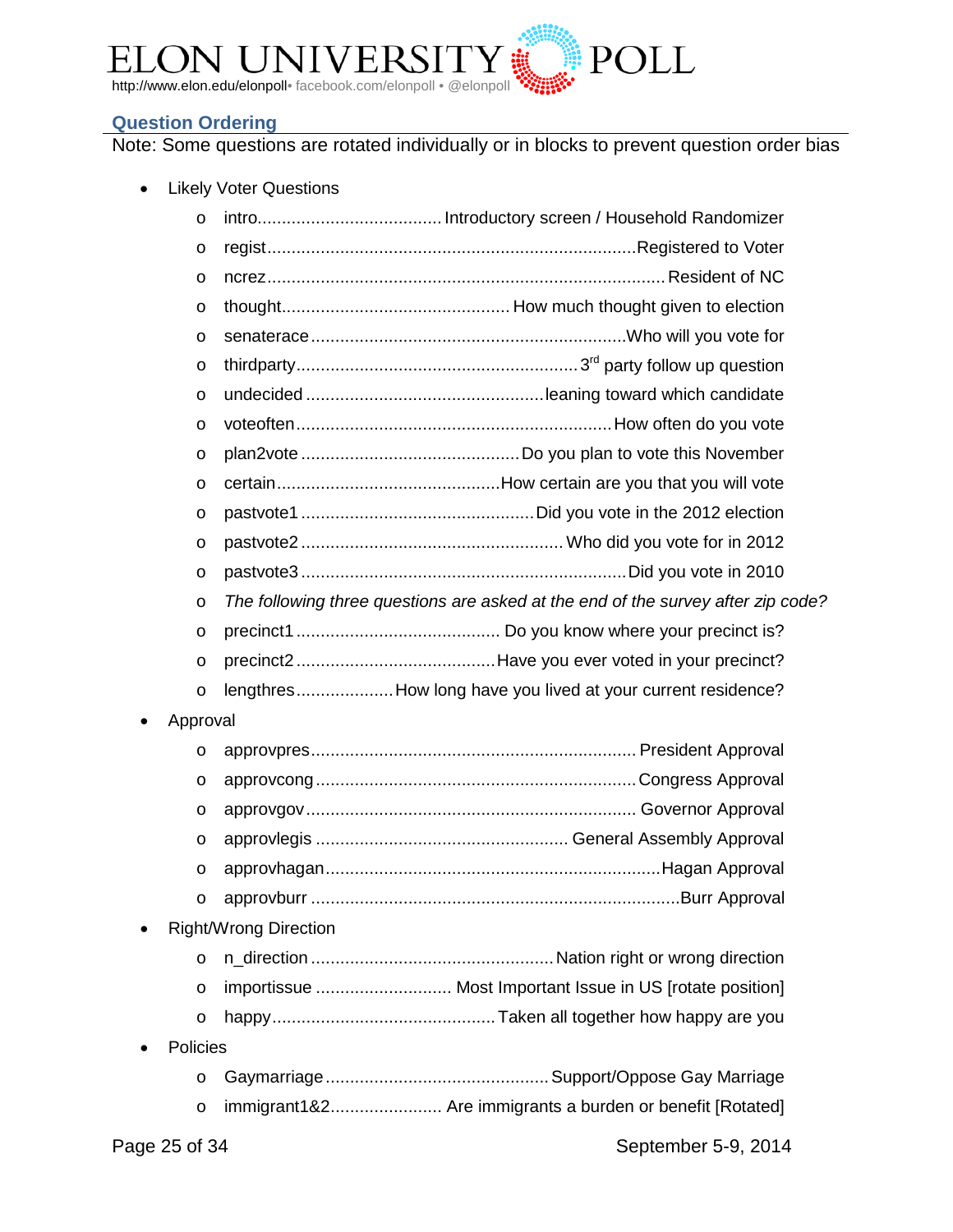## Question Ordering

Note: Some questions are rotated individually or in blocks to prevent question order bias

- Likely Voter Questions
  - intro...................................... Introductory screen / Household Randomizer
  - regist........................................................................... Registered to Voter
  - ncrez.................................................................................. Resident of NC
  - thought............................................... How much thought given to election
  - senaterace................................................................ Who will you vote for
  - thirdparty.......................................................... 3rd party follow up question
  - undecided ................................................ leaning toward which candidate
  - voteoften................................................................ How often do you vote
  - plan2vote ............................................ Do you plan to vote this November
  - certain.............................................. How certain are you that you will vote
  - pastvote1 ............................................... Did you vote in the 2012 election
  - pastvote2 ..................................................... Who did you vote for in 2012
  - pastvote3 .................................................................. Did you vote in 2010
  - *The following three questions are asked at the end of the survey after zip code?*
  - precinct1 .......................................... Do you know where your precinct is?
  - precinct2 .......................................... Have you ever voted in your precinct?
  - lengthres.................... How long have you lived at your current residence?
- Approval
  - approvpres.................................................................. President Approval
  - approvcong ................................................................ Congress Approval
  - approvgov.................................................................... Governor Approval
  - approvlegis ................................................... General Assembly Approval
  - approvhagan.................................................................... Hagan Approval
  - approvburr ........................................................................... Burr Approval
- Right/Wrong Direction
  - n_direction ................................................. Nation right or wrong direction
  - importissue ........................... Most Important Issue in US [rotate position]
  - happy............................................ Taken all together how happy are you
- Policies
  - Gaymarriage............................................. Support/Oppose Gay Marriage
  - immigrant1&2....................... Are immigrants a burden or benefit [Rotated]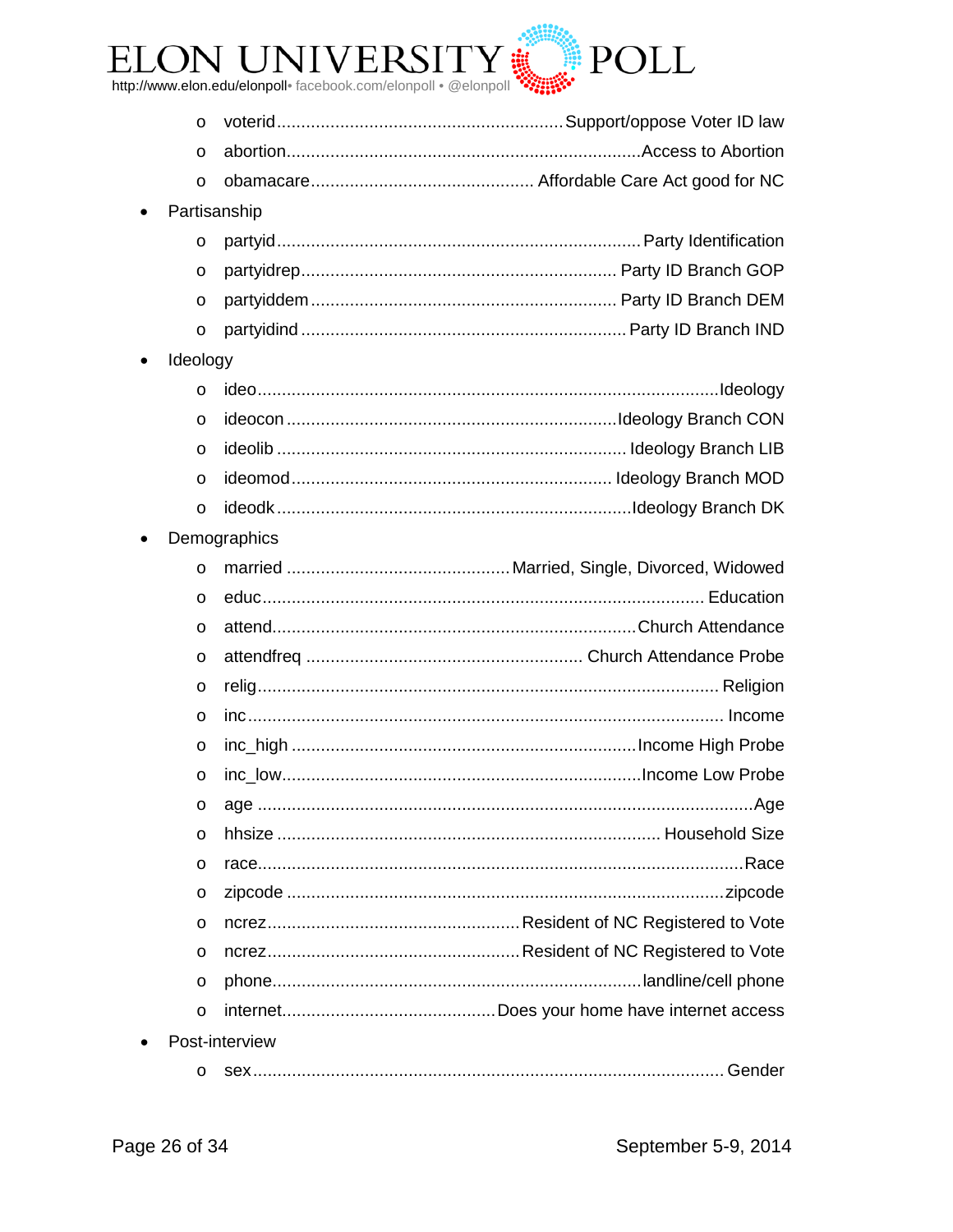- voterid.......................................................... Support/oppose Voter ID law
- abortion........................................................................ Access to Abortion
- obamacare............................................. Affordable Care Act good for NC

- Partisanship
  - partyid......................................................................... Party Identification
  - partyidrep................................................................ Party ID Branch GOP
  - partyiddem .............................................................. Party ID Branch DEM
  - partyidind .................................................................. Party ID Branch IND
- Ideology
  - ideo.............................................................................................Ideology
  - ideocon .................................................................... Ideology Branch CON
  - ideolib ....................................................................... Ideology Branch LIB
  - ideomod................................................................. Ideology Branch MOD
  - ideodk......................................................................... Ideology Branch DK
- Demographics
  - married ............................................. Married, Single, Divorced, Widowed
  - educ........................................................................................... Education
  - attend........................................................................... Church Attendance
  - attendfreq ........................................................ Church Attendance Probe
  - relig.............................................................................................. Religion
  - inc................................................................................................ Income
  - inc_high ...................................................................... Income High Probe
  - inc_low......................................................................... Income Low Probe
  - age .................................................................................................... Age
  - hhsize ............................................................................. Household Size
  - race................................................................................................... Race
  - zipcode ......................................................................................... zipcode
  - ncrez.................................................... Resident of NC Registered to Vote
  - ncrez.................................................... Resident of NC Registered to Vote
  - phone........................................................................... landline/cell phone
  - internet........................................... Does your home have internet access
- Post-interview
  - sex................................................................................................ Gender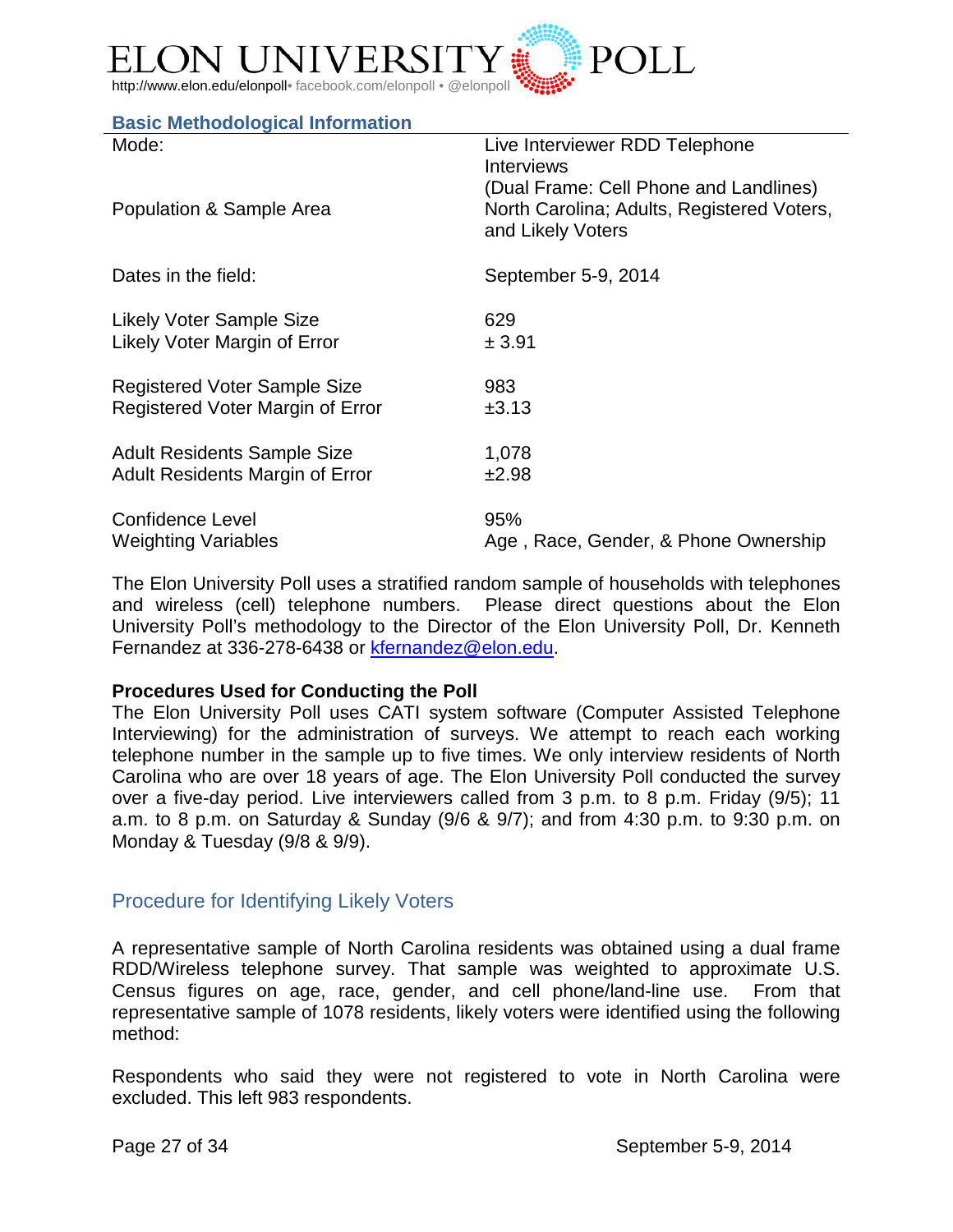# ELON UNIVERSITY POLL

http://www.elon.edu/elonpoll• facebook.com/elonpoll • @elonpoll

## Basic Methodological Information

| | |
|---|---|
| Mode: | Live Interviewer RDD Telephone Interviews (Dual Frame: Cell Phone and Landlines) |
| Population & Sample Area | North Carolina; Adults, Registered Voters, and Likely Voters |
| Dates in the field: | September 5-9, 2014 |
| Likely Voter Sample Size | 629 |
| Likely Voter Margin of Error | ± 3.91 |
| Registered Voter Sample Size | 983 |
| Registered Voter Margin of Error | ±3.13 |
| Adult Residents Sample Size | 1,078 |
| Adult Residents Margin of Error | ±2.98 |
| Confidence Level | 95% |
| Weighting Variables | Age , Race, Gender, & Phone Ownership |

The Elon University Poll uses a stratified random sample of households with telephones and wireless (cell) telephone numbers. Please direct questions about the Elon University Poll's methodology to the Director of the Elon University Poll, Dr. Kenneth Fernandez at 336-278-6438 or kfernandez@elon.edu.

**Procedures Used for Conducting the Poll**

The Elon University Poll uses CATI system software (Computer Assisted Telephone Interviewing) for the administration of surveys. We attempt to reach each working telephone number in the sample up to five times. We only interview residents of North Carolina who are over 18 years of age. The Elon University Poll conducted the survey over a five-day period. Live interviewers called from 3 p.m. to 8 p.m. Friday (9/5); 11 a.m. to 8 p.m. on Saturday & Sunday (9/6 & 9/7); and from 4:30 p.m. to 9:30 p.m. on Monday & Tuesday (9/8 & 9/9).

## Procedure for Identifying Likely Voters

A representative sample of North Carolina residents was obtained using a dual frame RDD/Wireless telephone survey. That sample was weighted to approximate U.S. Census figures on age, race, gender, and cell phone/land-line use. From that representative sample of 1078 residents, likely voters were identified using the following method:

Respondents who said they were not registered to vote in North Carolina were excluded. This left 983 respondents.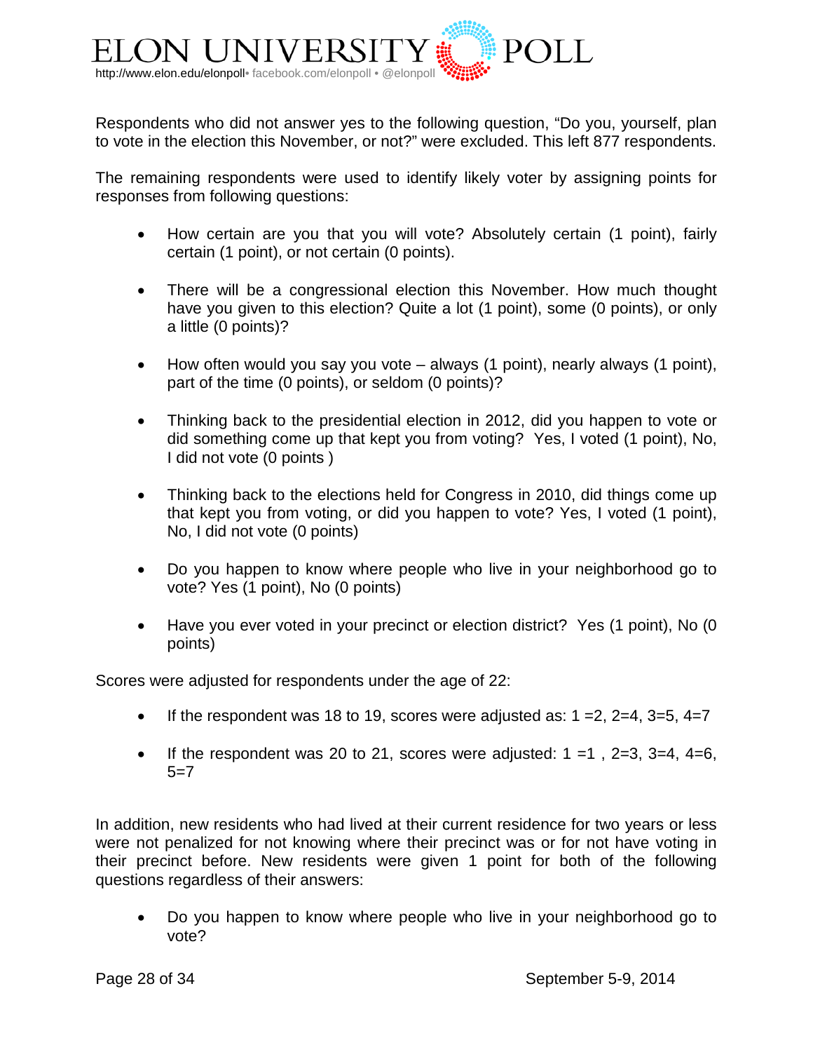Respondents who did not answer yes to the following question, “Do you, yourself, plan to vote in the election this November, or not?” were excluded. This left 877 respondents.

The remaining respondents were used to identify likely voter by assigning points for responses from following questions:

- How certain are you that you will vote? Absolutely certain (1 point), fairly certain (1 point), or not certain (0 points).
- There will be a congressional election this November. How much thought have you given to this election? Quite a lot (1 point), some (0 points), or only a little (0 points)?
- How often would you say you vote – always (1 point), nearly always (1 point), part of the time (0 points), or seldom (0 points)?
- Thinking back to the presidential election in 2012, did you happen to vote or did something come up that kept you from voting? Yes, I voted (1 point), No, I did not vote (0 points )
- Thinking back to the elections held for Congress in 2010, did things come up that kept you from voting, or did you happen to vote? Yes, I voted (1 point), No, I did not vote (0 points)
- Do you happen to know where people who live in your neighborhood go to vote? Yes (1 point), No (0 points)
- Have you ever voted in your precinct or election district? Yes (1 point), No (0 points)

Scores were adjusted for respondents under the age of 22:

- If the respondent was 18 to 19, scores were adjusted as: 1 =2, 2=4, 3=5, 4=7
- If the respondent was 20 to 21, scores were adjusted: 1 =1 , 2=3, 3=4, 4=6, 5=7

In addition, new residents who had lived at their current residence for two years or less were not penalized for not knowing where their precinct was or for not have voting in their precinct before. New residents were given 1 point for both of the following questions regardless of their answers:

- Do you happen to know where people who live in your neighborhood go to vote?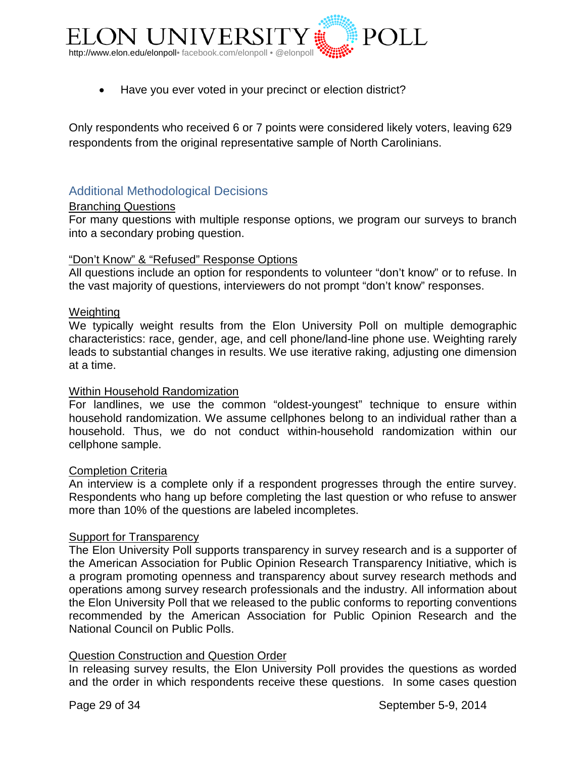- Have you ever voted in your precinct or election district?

Only respondents who received 6 or 7 points were considered likely voters, leaving 629 respondents from the original representative sample of North Carolinians.

## Additional Methodological Decisions

Branching Questions

For many questions with multiple response options, we program our surveys to branch into a secondary probing question.

"Don't Know" & "Refused" Response Options

All questions include an option for respondents to volunteer "don't know" or to refuse. In the vast majority of questions, interviewers do not prompt "don't know" responses.

Weighting

We typically weight results from the Elon University Poll on multiple demographic characteristics: race, gender, age, and cell phone/land-line phone use. Weighting rarely leads to substantial changes in results. We use iterative raking, adjusting one dimension at a time.

Within Household Randomization

For landlines, we use the common "oldest-youngest" technique to ensure within household randomization. We assume cellphones belong to an individual rather than a household. Thus, we do not conduct within-household randomization within our cellphone sample.

Completion Criteria

An interview is a complete only if a respondent progresses through the entire survey. Respondents who hang up before completing the last question or who refuse to answer more than 10% of the questions are labeled incompletes.

Support for Transparency

The Elon University Poll supports transparency in survey research and is a supporter of the American Association for Public Opinion Research Transparency Initiative, which is a program promoting openness and transparency about survey research methods and operations among survey research professionals and the industry. All information about the Elon University Poll that we released to the public conforms to reporting conventions recommended by the American Association for Public Opinion Research and the National Council on Public Polls.

Question Construction and Question Order

In releasing survey results, the Elon University Poll provides the questions as worded and the order in which respondents receive these questions. In some cases question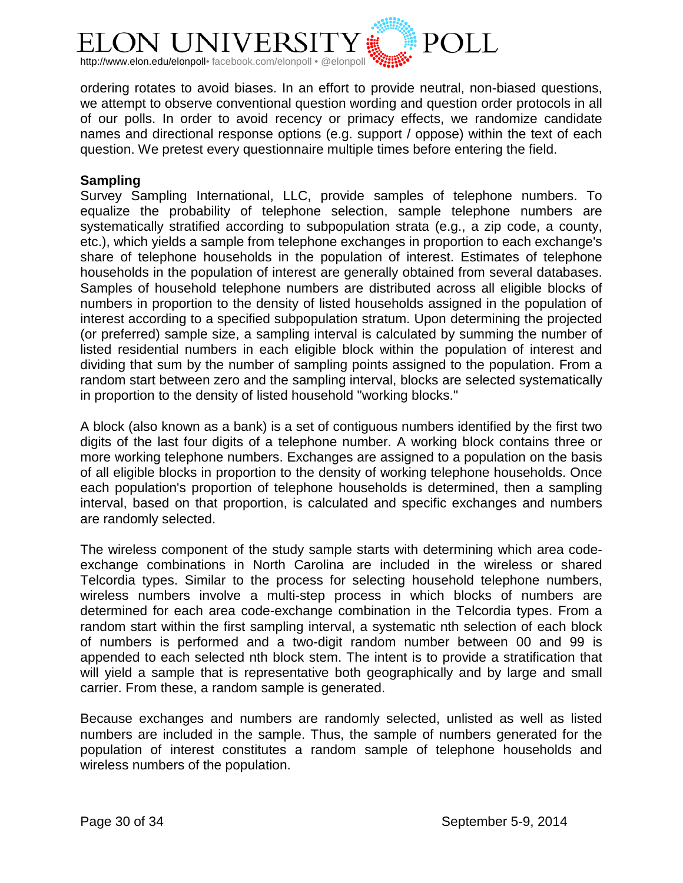ordering rotates to avoid biases. In an effort to provide neutral, non-biased questions, we attempt to observe conventional question wording and question order protocols in all of our polls. In order to avoid recency or primacy effects, we randomize candidate names and directional response options (e.g. support / oppose) within the text of each question. We pretest every questionnaire multiple times before entering the field.

**Sampling**

Survey Sampling International, LLC, provide samples of telephone numbers. To equalize the probability of telephone selection, sample telephone numbers are systematically stratified according to subpopulation strata (e.g., a zip code, a county, etc.), which yields a sample from telephone exchanges in proportion to each exchange's share of telephone households in the population of interest. Estimates of telephone households in the population of interest are generally obtained from several databases. Samples of household telephone numbers are distributed across all eligible blocks of numbers in proportion to the density of listed households assigned in the population of interest according to a specified subpopulation stratum. Upon determining the projected (or preferred) sample size, a sampling interval is calculated by summing the number of listed residential numbers in each eligible block within the population of interest and dividing that sum by the number of sampling points assigned to the population. From a random start between zero and the sampling interval, blocks are selected systematically in proportion to the density of listed household "working blocks."

A block (also known as a bank) is a set of contiguous numbers identified by the first two digits of the last four digits of a telephone number. A working block contains three or more working telephone numbers. Exchanges are assigned to a population on the basis of all eligible blocks in proportion to the density of working telephone households. Once each population's proportion of telephone households is determined, then a sampling interval, based on that proportion, is calculated and specific exchanges and numbers are randomly selected.

The wireless component of the study sample starts with determining which area code-exchange combinations in North Carolina are included in the wireless or shared Telcordia types. Similar to the process for selecting household telephone numbers, wireless numbers involve a multi-step process in which blocks of numbers are determined for each area code-exchange combination in the Telcordia types. From a random start within the first sampling interval, a systematic nth selection of each block of numbers is performed and a two-digit random number between 00 and 99 is appended to each selected nth block stem. The intent is to provide a stratification that will yield a sample that is representative both geographically and by large and small carrier. From these, a random sample is generated.

Because exchanges and numbers are randomly selected, unlisted as well as listed numbers are included in the sample. Thus, the sample of numbers generated for the population of interest constitutes a random sample of telephone households and wireless numbers of the population.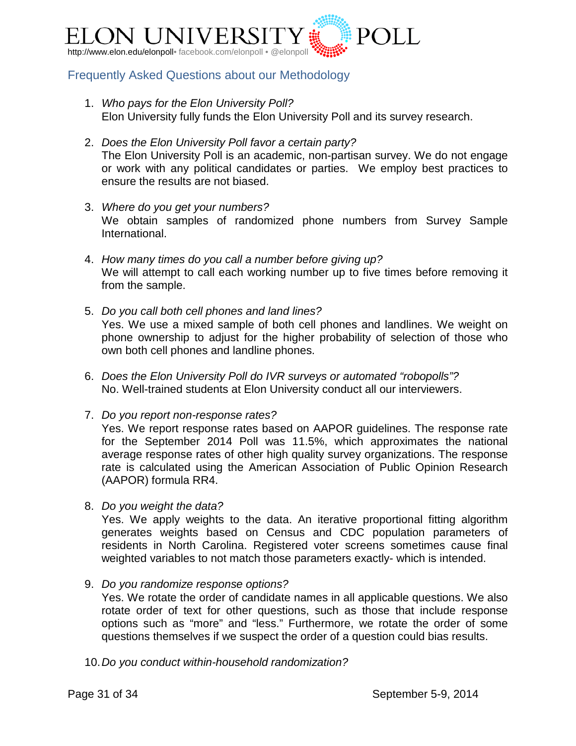## Frequently Asked Questions about our Methodology

1. *Who pays for the Elon University Poll?*
   Elon University fully funds the Elon University Poll and its survey research.

2. *Does the Elon University Poll favor a certain party?*
   The Elon University Poll is an academic, non-partisan survey. We do not engage or work with any political candidates or parties. We employ best practices to ensure the results are not biased.

3. *Where do you get your numbers?*
   We obtain samples of randomized phone numbers from Survey Sample International.

4. *How many times do you call a number before giving up?*
   We will attempt to call each working number up to five times before removing it from the sample.

5. *Do you call both cell phones and land lines?*
   Yes. We use a mixed sample of both cell phones and landlines. We weight on phone ownership to adjust for the higher probability of selection of those who own both cell phones and landline phones.

6. *Does the Elon University Poll do IVR surveys or automated "robopolls"?*
   No. Well-trained students at Elon University conduct all our interviewers.

7. *Do you report non-response rates?*
   Yes. We report response rates based on AAPOR guidelines. The response rate for the September 2014 Poll was 11.5%, which approximates the national average response rates of other high quality survey organizations. The response rate is calculated using the American Association of Public Opinion Research (AAPOR) formula RR4.

8. *Do you weight the data?*
   Yes. We apply weights to the data. An iterative proportional fitting algorithm generates weights based on Census and CDC population parameters of residents in North Carolina. Registered voter screens sometimes cause final weighted variables to not match those parameters exactly- which is intended.

9. *Do you randomize response options?*
   Yes. We rotate the order of candidate names in all applicable questions. We also rotate order of text for other questions, such as those that include response options such as "more" and "less." Furthermore, we rotate the order of some questions themselves if we suspect the order of a question could bias results.

10. *Do you conduct within-household randomization?*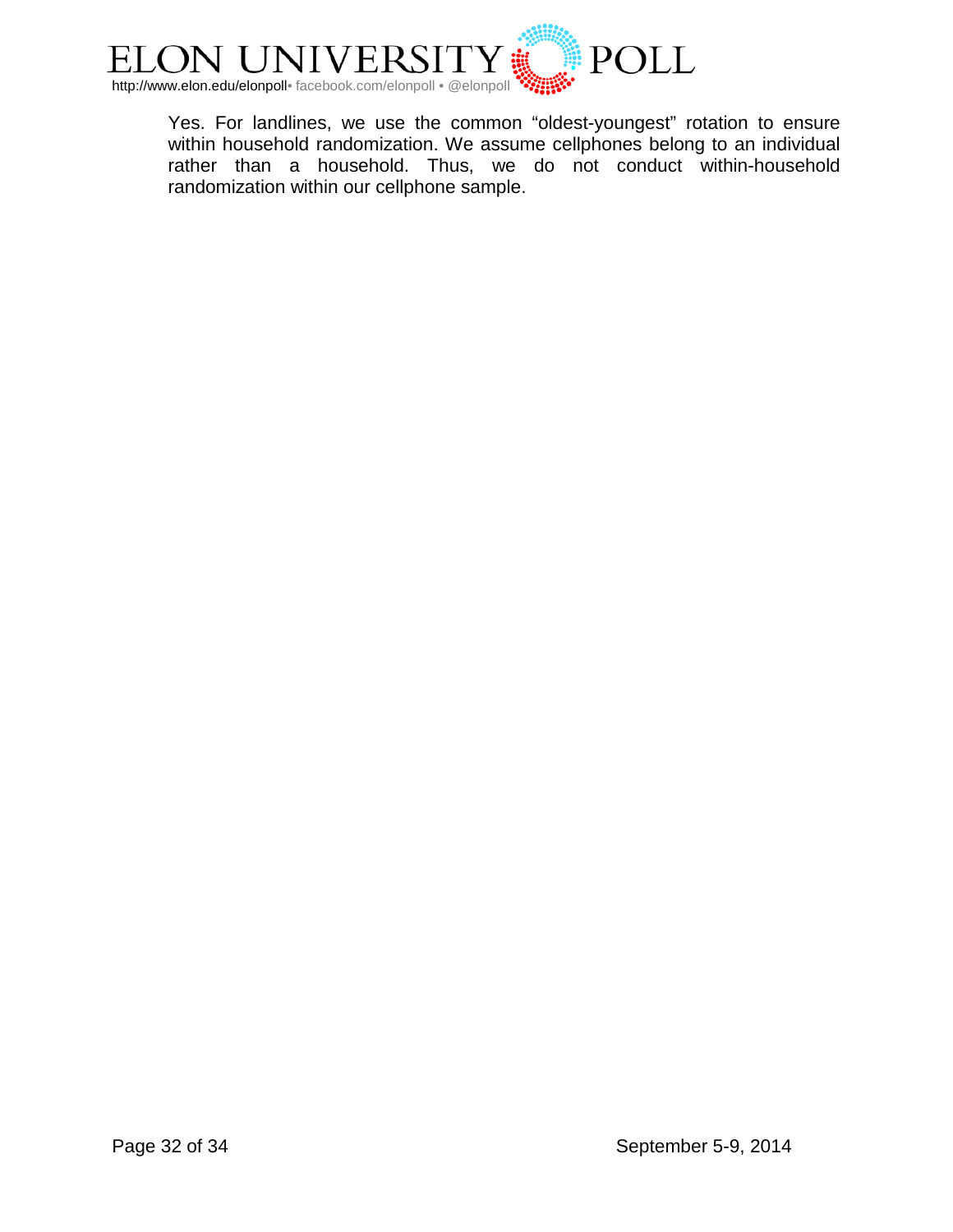Yes. For landlines, we use the common “oldest-youngest” rotation to ensure within household randomization. We assume cellphones belong to an individual rather than a household. Thus, we do not conduct within-household randomization within our cellphone sample.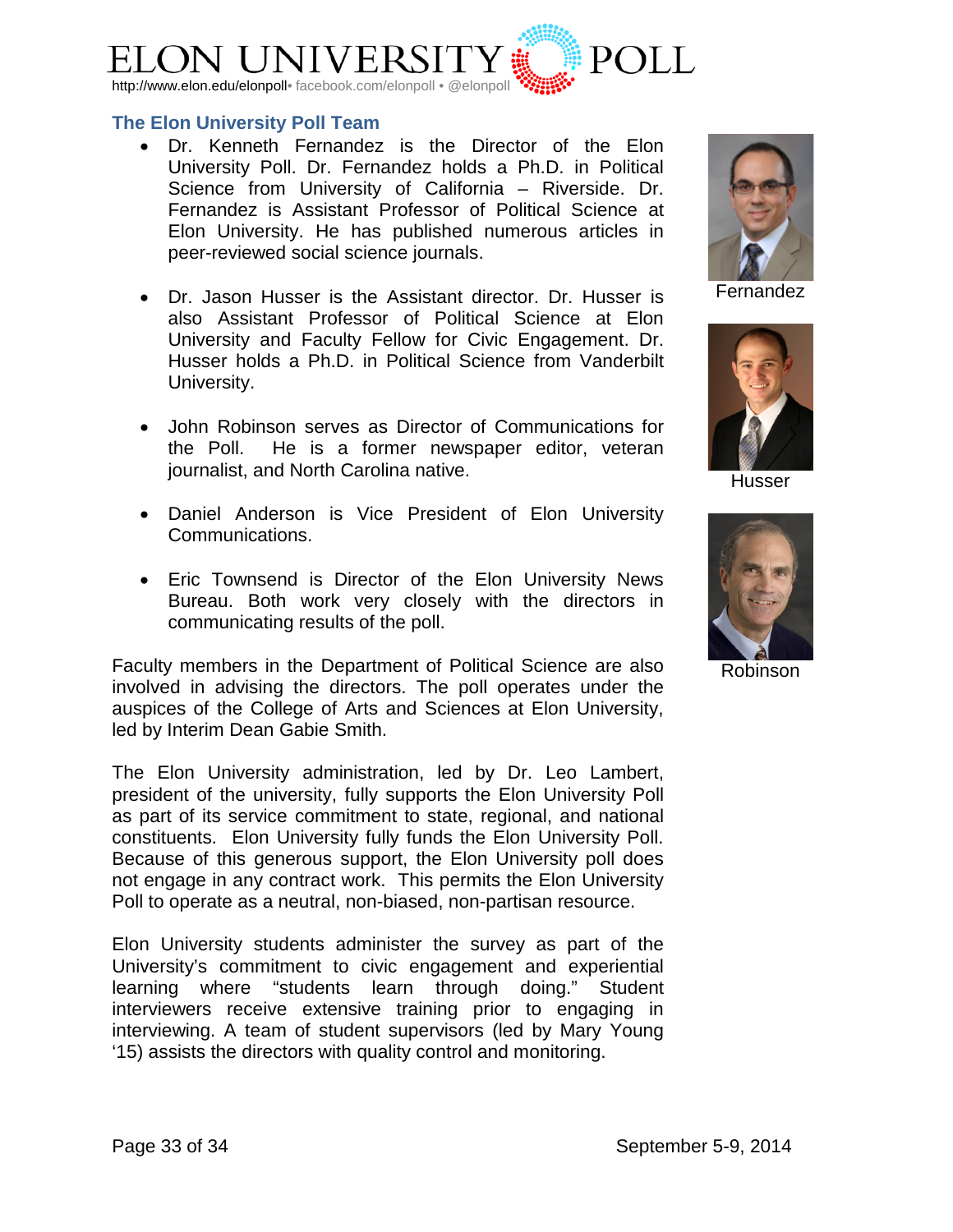## The Elon University Poll Team

- Dr. Kenneth Fernandez is the Director of the Elon University Poll. Dr. Fernandez holds a Ph.D. in Political Science from University of California – Riverside. Dr. Fernandez is Assistant Professor of Political Science at Elon University. He has published numerous articles in peer-reviewed social science journals.

- Dr. Jason Husser is the Assistant director. Dr. Husser is also Assistant Professor of Political Science at Elon University and Faculty Fellow for Civic Engagement. Dr. Husser holds a Ph.D. in Political Science from Vanderbilt University.

- John Robinson serves as Director of Communications for the Poll. He is a former newspaper editor, veteran journalist, and North Carolina native.

- Daniel Anderson is Vice President of Elon University Communications.

- Eric Townsend is Director of the Elon University News Bureau. Both work very closely with the directors in communicating results of the poll.

Fernandez

Husser

Robinson

Faculty members in the Department of Political Science are also involved in advising the directors. The poll operates under the auspices of the College of Arts and Sciences at Elon University, led by Interim Dean Gabie Smith.

The Elon University administration, led by Dr. Leo Lambert, president of the university, fully supports the Elon University Poll as part of its service commitment to state, regional, and national constituents. Elon University fully funds the Elon University Poll. Because of this generous support, the Elon University poll does not engage in any contract work. This permits the Elon University Poll to operate as a neutral, non-biased, non-partisan resource.

Elon University students administer the survey as part of the University's commitment to civic engagement and experiential learning where "students learn through doing." Student interviewers receive extensive training prior to engaging in interviewing. A team of student supervisors (led by Mary Young '15) assists the directors with quality control and monitoring.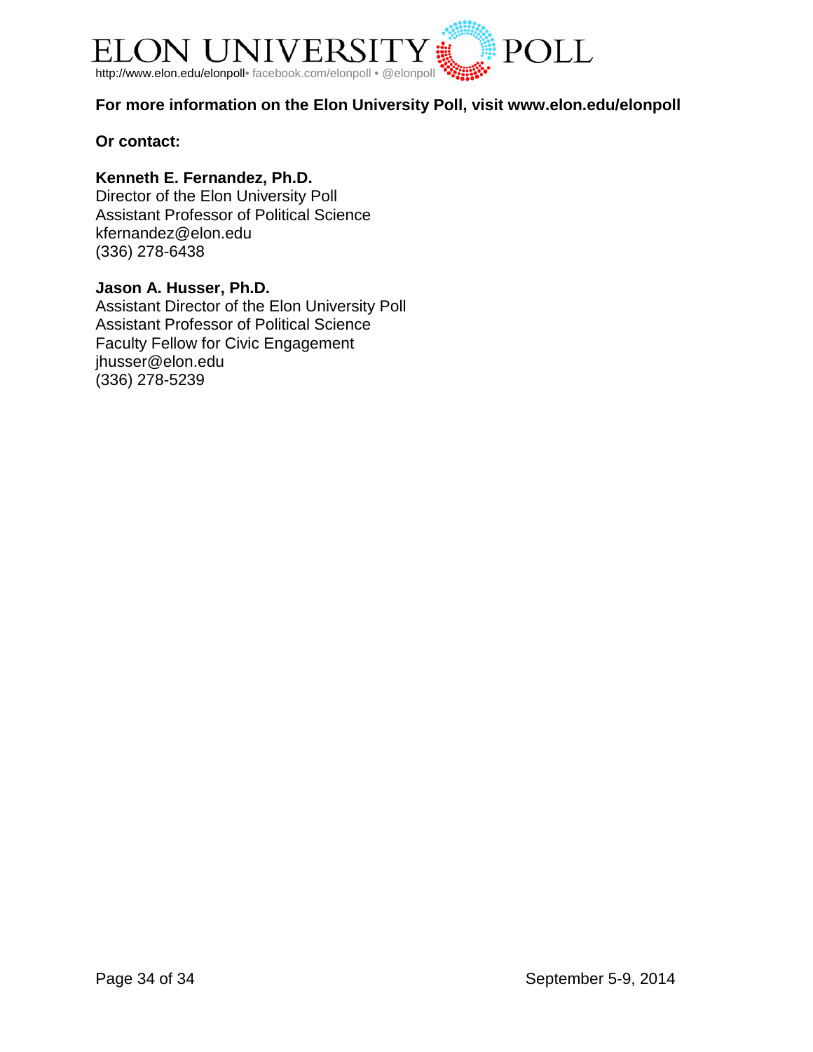ELON UNIVERSITY POLL

http://www.elon.edu/elonpoll• facebook.com/elonpoll • @elonpoll

**For more information on the Elon University Poll, visit www.elon.edu/elonpoll**

**Or contact:**

**Kenneth E. Fernandez, Ph.D.**
Director of the Elon University Poll
Assistant Professor of Political Science
kfernandez@elon.edu
(336) 278-6438

**Jason A. Husser, Ph.D.**
Assistant Director of the Elon University Poll
Assistant Professor of Political Science
Faculty Fellow for Civic Engagement
jhusser@elon.edu
(336) 278-5239